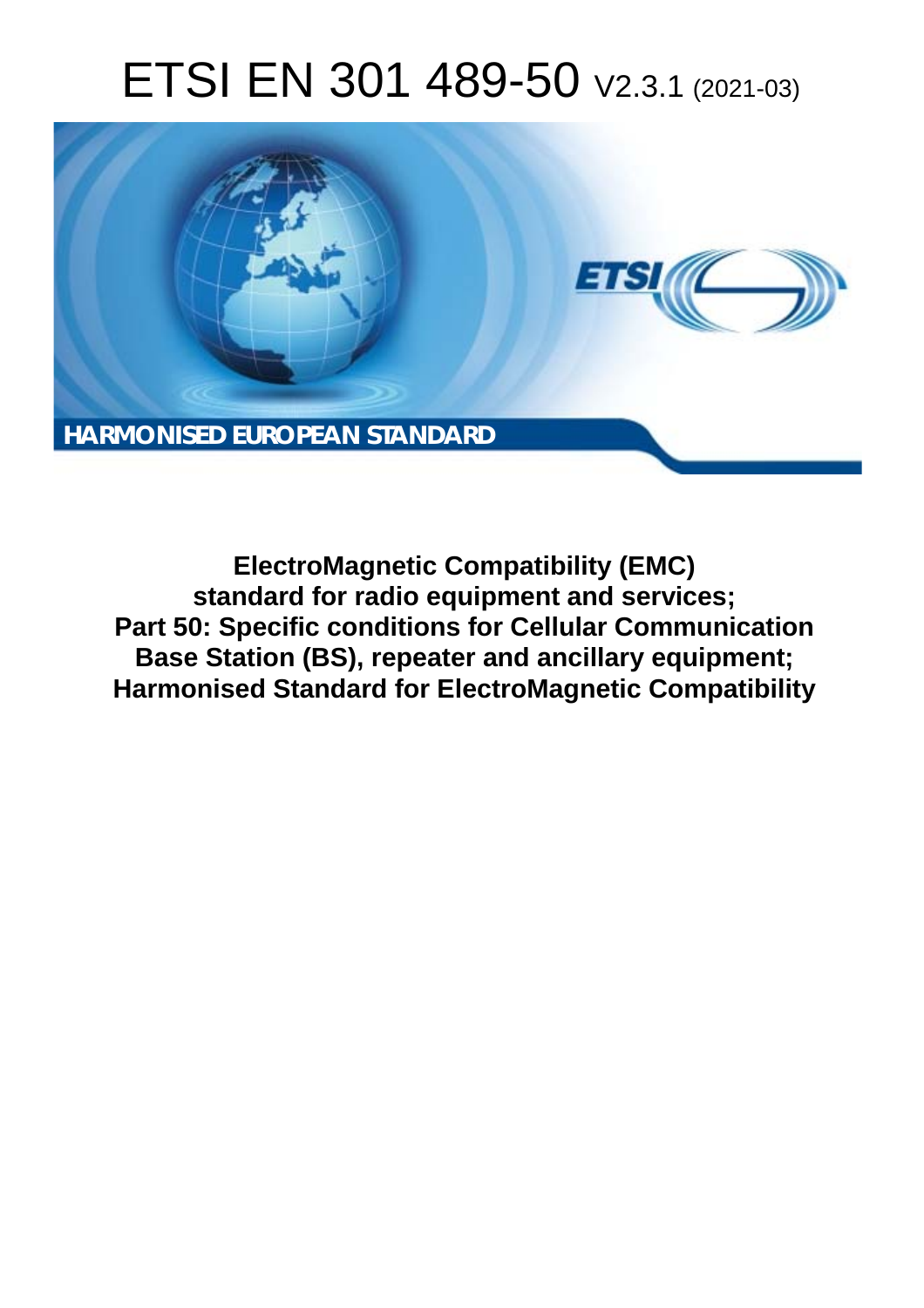# ETSI EN 301 489-50 V2.3.1 (2021-03)

HARMONISED EUROPEAN STANDARD

**ElectroMagnetic Compatibility (EMC) standard for radio equipment and services; Part 50: Specific conditions for Cellular Communication Base Station (BS), repeater and ancillary equipment; Harmonised Standard for ElectroMagnetic Compatibility**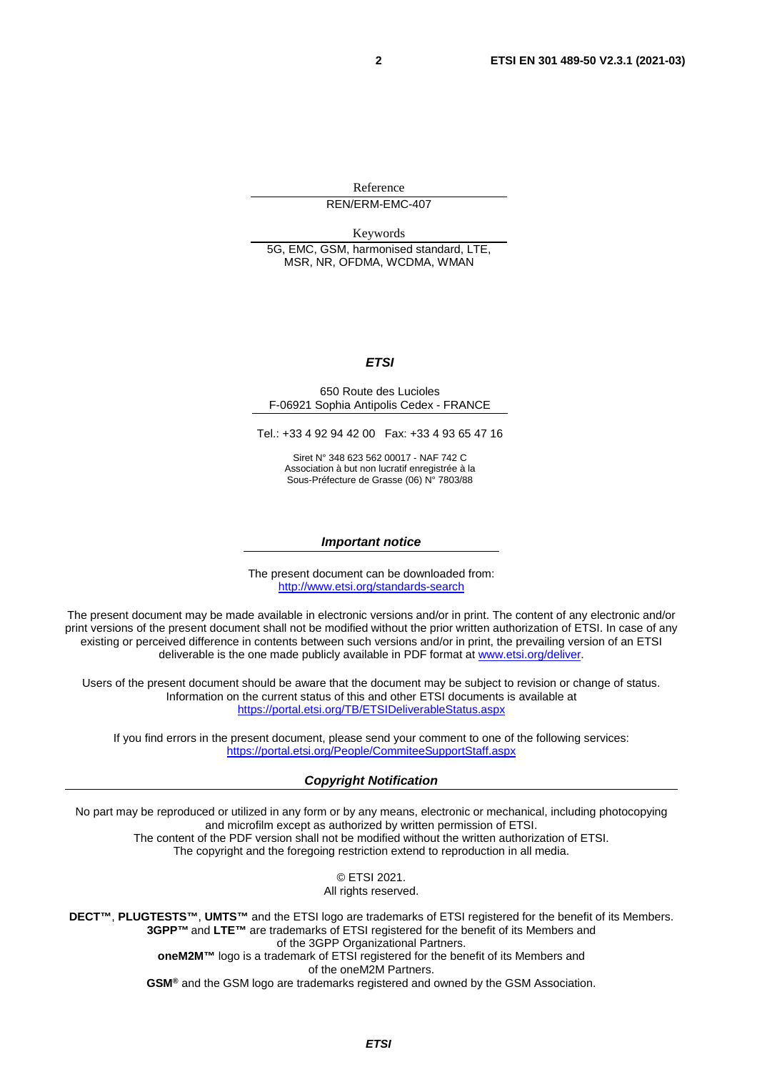Reference

REN/ERM-EMC-407

Keywords

5G, EMC, GSM, harmonised standard, LTE, MSR, NR, OFDMA, WCDMA, WMAN

***ETSI***

650 Route des Lucioles
F-06921 Sophia Antipolis Cedex - FRANCE

Tel.: +33 4 92 94 42 00 Fax: +33 4 93 65 47 16

Siret N° 348 623 562 00017 - NAF 742 C
Association à but non lucratif enregistrée à la
Sous-Préfecture de Grasse (06) N° 7803/88

***Important notice***

The present document can be downloaded from:
http://www.etsi.org/standards-search

The present document may be made available in electronic versions and/or in print. The content of any electronic and/or print versions of the present document shall not be modified without the prior written authorization of ETSI. In case of any existing or perceived difference in contents between such versions and/or in print, the prevailing version of an ETSI deliverable is the one made publicly available in PDF format at www.etsi.org/deliver.

Users of the present document should be aware that the document may be subject to revision or change of status. Information on the current status of this and other ETSI documents is available at https://portal.etsi.org/TB/ETSIDeliverableStatus.aspx

If you find errors in the present document, please send your comment to one of the following services:
https://portal.etsi.org/People/CommiteeSupportStaff.aspx

***Copyright Notification***

No part may be reproduced or utilized in any form or by any means, electronic or mechanical, including photocopying and microfilm except as authorized by written permission of ETSI.
The content of the PDF version shall not be modified without the written authorization of ETSI.
The copyright and the foregoing restriction extend to reproduction in all media.

© ETSI 2021.
All rights reserved.

**DECT™**, **PLUGTESTS™**, **UMTS™** and the ETSI logo are trademarks of ETSI registered for the benefit of its Members.
**3GPP™** and **LTE™** are trademarks of ETSI registered for the benefit of its Members and of the 3GPP Organizational Partners.
**oneM2M™** logo is a trademark of ETSI registered for the benefit of its Members and of the oneM2M Partners.
**GSM®** and the GSM logo are trademarks registered and owned by the GSM Association.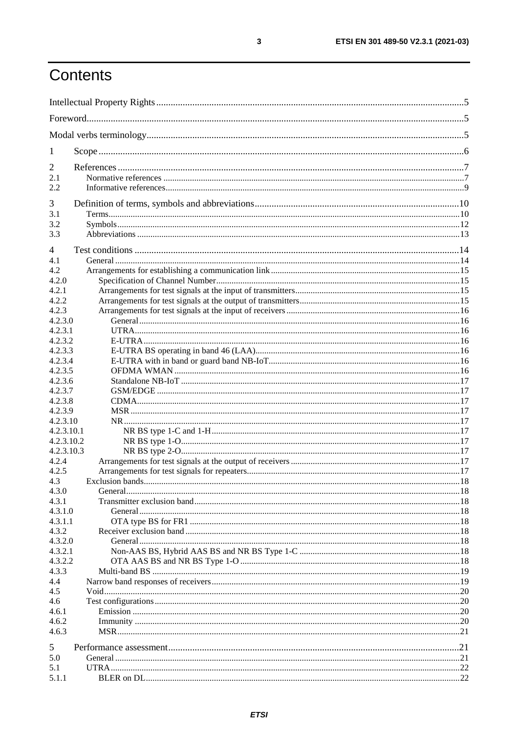# Contents

Intellectual Property Rights ..... 5
Foreword ..... 5
Modal verbs terminology ..... 5

1 Scope ..... 6

2 References ..... 7
2.1 Normative references ..... 7
2.2 Informative references ..... 9

3 Definition of terms, symbols and abbreviations ..... 10
3.1 Terms ..... 10
3.2 Symbols ..... 12
3.3 Abbreviations ..... 13

4 Test conditions ..... 14
4.1 General ..... 14
4.2 Arrangements for establishing a communication link ..... 15
4.2.0 Specification of Channel Number ..... 15
4.2.1 Arrangements for test signals at the input of transmitters ..... 15
4.2.2 Arrangements for test signals at the output of transmitters ..... 15
4.2.3 Arrangements for test signals at the input of receivers ..... 16
4.2.3.0 General ..... 16
4.2.3.1 UTRA ..... 16
4.2.3.2 E-UTRA ..... 16
4.2.3.3 E-UTRA BS operating in band 46 (LAA) ..... 16
4.2.3.4 E-UTRA with in band or guard band NB-IoT ..... 16
4.2.3.5 OFDMA WMAN ..... 16
4.2.3.6 Standalone NB-IoT ..... 17
4.2.3.7 GSM/EDGE ..... 17
4.2.3.8 CDMA ..... 17
4.2.3.9 MSR ..... 17
4.2.3.10 NR ..... 17
4.2.3.10.1 NR BS type 1-C and 1-H ..... 17
4.2.3.10.2 NR BS type 1-O ..... 17
4.2.3.10.3 NR BS type 2-O ..... 17
4.2.4 Arrangements for test signals at the output of receivers ..... 17
4.2.5 Arrangements for test signals for repeaters ..... 17
4.3 Exclusion bands ..... 18
4.3.0 General ..... 18
4.3.1 Transmitter exclusion band ..... 18
4.3.1.0 General ..... 18
4.3.1.1 OTA type BS for FR1 ..... 18
4.3.2 Receiver exclusion band ..... 18
4.3.2.0 General ..... 18
4.3.2.1 Non-AAS BS, Hybrid AAS BS and NR BS Type 1-C ..... 18
4.3.2.2 OTA AAS BS and NR BS Type 1-O ..... 18
4.3.3 Multi-band BS ..... 19
4.4 Narrow band responses of receivers ..... 19
4.5 Void ..... 20
4.6 Test configurations ..... 20
4.6.1 Emission ..... 20
4.6.2 Immunity ..... 20
4.6.3 MSR ..... 21

5 Performance assessment ..... 21
5.0 General ..... 21
5.1 UTRA ..... 22
5.1.1 BLER on DL ..... 22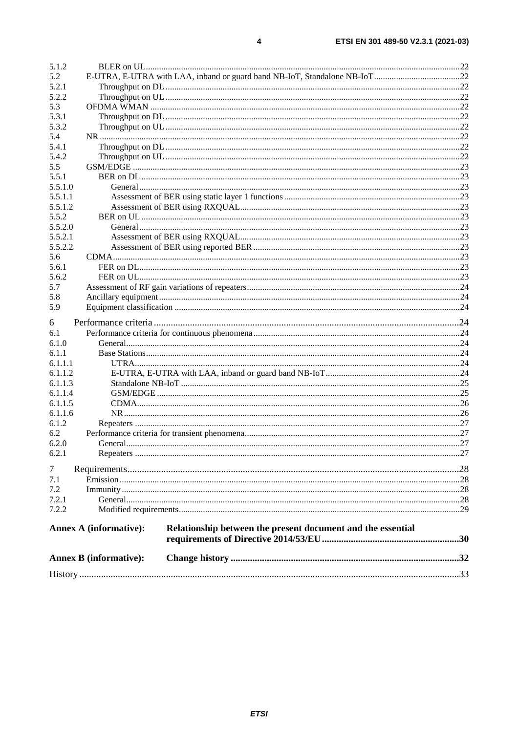5.1.2 BLER on UL .....22
5.2 E-UTRA, E-UTRA with LAA, inband or guard band NB-IoT, Standalone NB-IoT .....22
5.2.1 Throughput on DL .....22
5.2.2 Throughput on UL .....22
5.3 OFDMA WMAN .....22
5.3.1 Throughput on DL .....22
5.3.2 Throughput on UL .....22
5.4 NR .....22
5.4.1 Throughput on DL .....22
5.4.2 Throughput on UL .....22
5.5 GSM/EDGE .....23
5.5.1 BER on DL .....23
5.5.1.0 General .....23
5.5.1.1 Assessment of BER using static layer 1 functions .....23
5.5.1.2 Assessment of BER using RXQUAL .....23
5.5.2 BER on UL .....23
5.5.2.0 General .....23
5.5.2.1 Assessment of BER using RXQUAL .....23
5.5.2.2 Assessment of BER using reported BER .....23
5.6 CDMA .....23
5.6.1 FER on DL .....23
5.6.2 FER on UL .....23
5.7 Assessment of RF gain variations of repeaters .....24
5.8 Ancillary equipment .....24
5.9 Equipment classification .....24

6 Performance criteria .....24
6.1 Performance criteria for continuous phenomena .....24
6.1.0 General .....24
6.1.1 Base Stations .....24
6.1.1.1 UTRA .....24
6.1.1.2 E-UTRA, E-UTRA with LAA, inband or guard band NB-IoT .....24
6.1.1.3 Standalone NB-IoT .....25
6.1.1.4 GSM/EDGE .....25
6.1.1.5 CDMA .....26
6.1.1.6 NR .....26
6.1.2 Repeaters .....27
6.2 Performance criteria for transient phenomena .....27
6.2.0 General .....27
6.2.1 Repeaters .....27

7 Requirements .....28
7.1 Emission .....28
7.2 Immunity .....28
7.2.1 General .....28
7.2.2 Modified requirements .....29

**Annex A (informative): Relationship between the present document and the essential requirements of Directive 2014/53/EU .....30**

**Annex B (informative): Change history .....32**

History .....33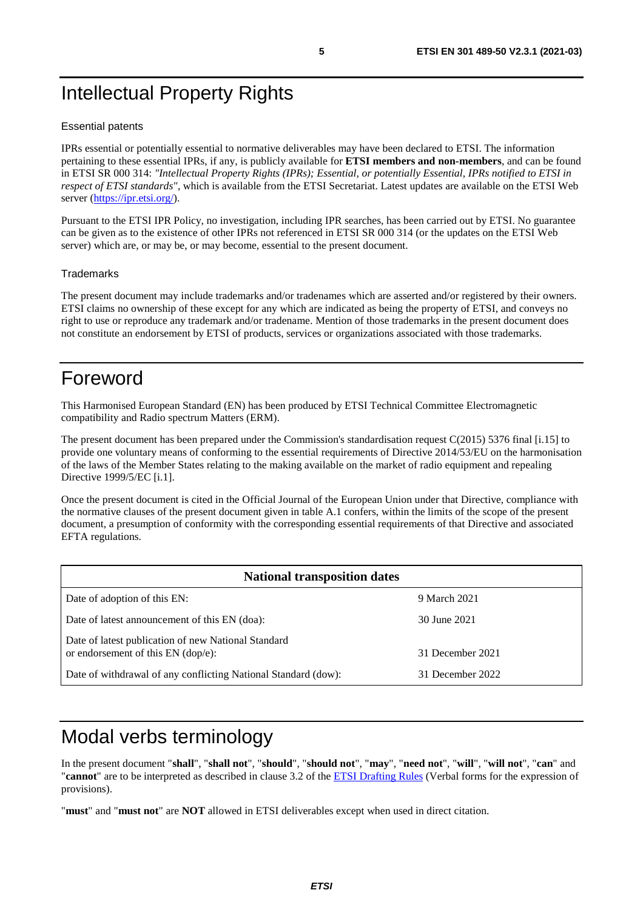# Intellectual Property Rights

Essential patents

IPRs essential or potentially essential to normative deliverables may have been declared to ETSI. The information pertaining to these essential IPRs, if any, is publicly available for **ETSI members and non-members**, and can be found in ETSI SR 000 314: *"Intellectual Property Rights (IPRs); Essential, or potentially Essential, IPRs notified to ETSI in respect of ETSI standards"*, which is available from the ETSI Secretariat. Latest updates are available on the ETSI Web server (https://ipr.etsi.org/).

Pursuant to the ETSI IPR Policy, no investigation, including IPR searches, has been carried out by ETSI. No guarantee can be given as to the existence of other IPRs not referenced in ETSI SR 000 314 (or the updates on the ETSI Web server) which are, or may be, or may become, essential to the present document.

Trademarks

The present document may include trademarks and/or tradenames which are asserted and/or registered by their owners. ETSI claims no ownership of these except for any which are indicated as being the property of ETSI, and conveys no right to use or reproduce any trademark and/or tradename. Mention of those trademarks in the present document does not constitute an endorsement by ETSI of products, services or organizations associated with those trademarks.

# Foreword

This Harmonised European Standard (EN) has been produced by ETSI Technical Committee Electromagnetic compatibility and Radio spectrum Matters (ERM).

The present document has been prepared under the Commission's standardisation request C(2015) 5376 final [i.15] to provide one voluntary means of conforming to the essential requirements of Directive 2014/53/EU on the harmonisation of the laws of the Member States relating to the making available on the market of radio equipment and repealing Directive 1999/5/EC [i.1].

Once the present document is cited in the Official Journal of the European Union under that Directive, compliance with the normative clauses of the present document given in table A.1 confers, within the limits of the scope of the present document, a presumption of conformity with the corresponding essential requirements of that Directive and associated EFTA regulations.

| **National transposition dates** | |
|---|---|
| Date of adoption of this EN: | 9 March 2021 |
| Date of latest announcement of this EN (doa): | 30 June 2021 |
| Date of latest publication of new National Standard or endorsement of this EN (dop/e): | 31 December 2021 |
| Date of withdrawal of any conflicting National Standard (dow): | 31 December 2022 |

# Modal verbs terminology

In the present document "**shall**", "**shall not**", "**should**", "**should not**", "**may**", "**need not**", "**will**", "**will not**", "**can**" and "**cannot**" are to be interpreted as described in clause 3.2 of the ETSI Drafting Rules (Verbal forms for the expression of provisions).

"**must**" and "**must not**" are **NOT** allowed in ETSI deliverables except when used in direct citation.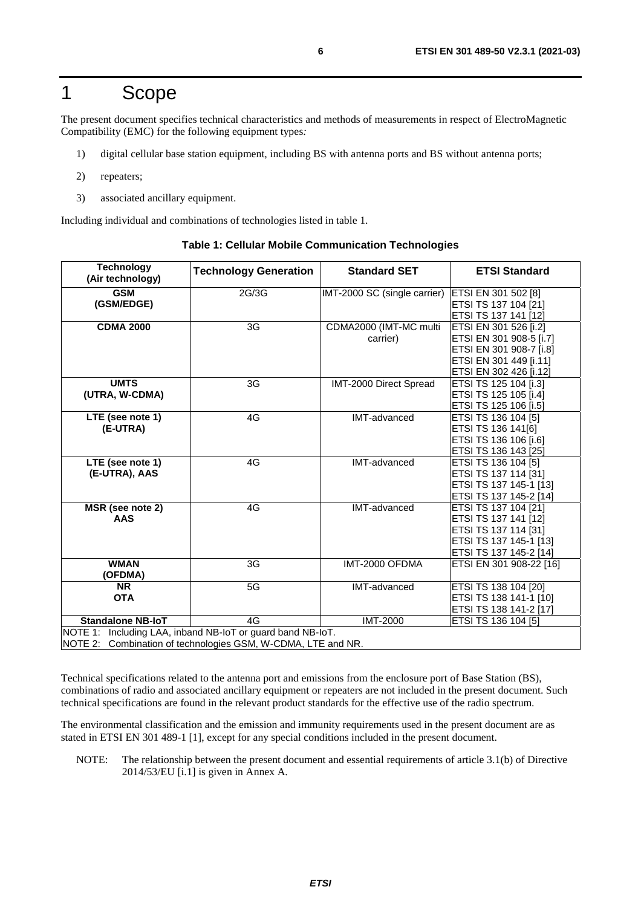# 1 Scope

The present document specifies technical characteristics and methods of measurements in respect of ElectroMagnetic Compatibility (EMC) for the following equipment types:

1) digital cellular base station equipment, including BS with antenna ports and BS without antenna ports;
2) repeaters;
3) associated ancillary equipment.

Including individual and combinations of technologies listed in table 1.

**Table 1: Cellular Mobile Communication Technologies**

| Technology (Air technology) | Technology Generation | Standard SET | ETSI Standard |
|---|---|---|---|
| **GSM (GSM/EDGE)** | 2G/3G | IMT-2000 SC (single carrier) | ETSI EN 301 502 [8]<br>ETSI TS 137 104 [21]<br>ETSI TS 137 141 [12] |
| **CDMA 2000** | 3G | CDMA2000 (IMT-MC multi carrier) | ETSI EN 301 526 [i.2]<br>ETSI EN 301 908-5 [i.7]<br>ETSI EN 301 908-7 [i.8]<br>ETSI EN 301 449 [i.11]<br>ETSI EN 302 426 [i.12] |
| **UMTS (UTRA, W-CDMA)** | 3G | IMT-2000 Direct Spread | ETSI TS 125 104 [i.3]<br>ETSI TS 125 105 [i.4]<br>ETSI TS 125 106 [i.5] |
| **LTE (see note 1) (E-UTRA)** | 4G | IMT-advanced | ETSI TS 136 104 [5]<br>ETSI TS 136 141[6]<br>ETSI TS 136 106 [i.6]<br>ETSI TS 136 143 [25] |
| **LTE (see note 1) (E-UTRA), AAS** | 4G | IMT-advanced | ETSI TS 136 104 [5]<br>ETSI TS 137 114 [31]<br>ETSI TS 137 145-1 [13]<br>ETSI TS 137 145-2 [14] |
| **MSR (see note 2) AAS** | 4G | IMT-advanced | ETSI TS 137 104 [21]<br>ETSI TS 137 141 [12]<br>ETSI TS 137 114 [31]<br>ETSI TS 137 145-1 [13]<br>ETSI TS 137 145-2 [14] |
| **WMAN (OFDMA)** | 3G | IMT-2000 OFDMA | ETSI EN 301 908-22 [16] |
| **NR OTA** | 5G | IMT-advanced | ETSI TS 138 104 [20]<br>ETSI TS 138 141-1 [10]<br>ETSI TS 138 141-2 [17] |
| **Standalone NB-IoT** | 4G | IMT-2000 | ETSI TS 136 104 [5] |
| NOTE 1: Including LAA, inband NB-IoT or guard band NB-IoT.<br>NOTE 2: Combination of technologies GSM, W-CDMA, LTE and NR. | | | |

Technical specifications related to the antenna port and emissions from the enclosure port of Base Station (BS), combinations of radio and associated ancillary equipment or repeaters are not included in the present document. Such technical specifications are found in the relevant product standards for the effective use of the radio spectrum.

The environmental classification and the emission and immunity requirements used in the present document are as stated in ETSI EN 301 489-1 [1], except for any special conditions included in the present document.

NOTE: The relationship between the present document and essential requirements of article 3.1(b) of Directive 2014/53/EU [i.1] is given in Annex A.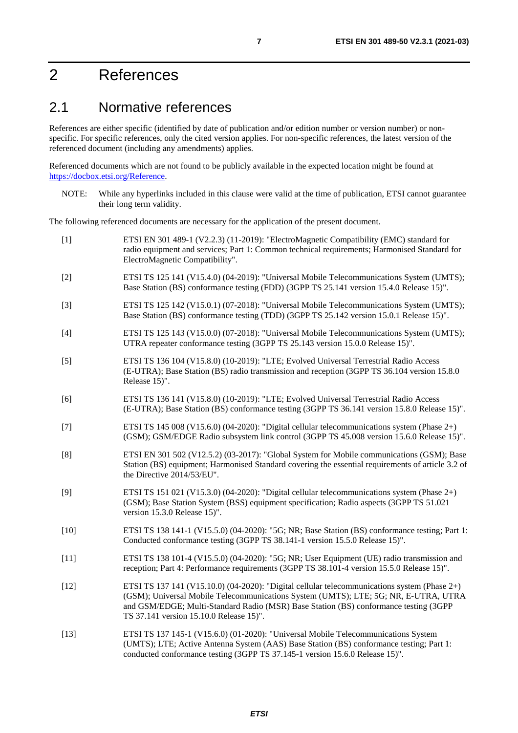# 2 References

## 2.1 Normative references

References are either specific (identified by date of publication and/or edition number or version number) or non-specific. For specific references, only the cited version applies. For non-specific references, the latest version of the referenced document (including any amendments) applies.

Referenced documents which are not found to be publicly available in the expected location might be found at https://docbox.etsi.org/Reference.

NOTE: While any hyperlinks included in this clause were valid at the time of publication, ETSI cannot guarantee their long term validity.

The following referenced documents are necessary for the application of the present document.

[1] ETSI EN 301 489-1 (V2.2.3) (11-2019): "ElectroMagnetic Compatibility (EMC) standard for radio equipment and services; Part 1: Common technical requirements; Harmonised Standard for ElectroMagnetic Compatibility".

[2] ETSI TS 125 141 (V15.4.0) (04-2019): "Universal Mobile Telecommunications System (UMTS); Base Station (BS) conformance testing (FDD) (3GPP TS 25.141 version 15.4.0 Release 15)".

[3] ETSI TS 125 142 (V15.0.1) (07-2018): "Universal Mobile Telecommunications System (UMTS); Base Station (BS) conformance testing (TDD) (3GPP TS 25.142 version 15.0.1 Release 15)".

[4] ETSI TS 125 143 (V15.0.0) (07-2018): "Universal Mobile Telecommunications System (UMTS); UTRA repeater conformance testing (3GPP TS 25.143 version 15.0.0 Release 15)".

[5] ETSI TS 136 104 (V15.8.0) (10-2019): "LTE; Evolved Universal Terrestrial Radio Access (E-UTRA); Base Station (BS) radio transmission and reception (3GPP TS 36.104 version 15.8.0 Release 15)".

[6] ETSI TS 136 141 (V15.8.0) (10-2019): "LTE; Evolved Universal Terrestrial Radio Access (E-UTRA); Base Station (BS) conformance testing (3GPP TS 36.141 version 15.8.0 Release 15)".

[7] ETSI TS 145 008 (V15.6.0) (04-2020): "Digital cellular telecommunications system (Phase 2+) (GSM); GSM/EDGE Radio subsystem link control (3GPP TS 45.008 version 15.6.0 Release 15)".

[8] ETSI EN 301 502 (V12.5.2) (03-2017): "Global System for Mobile communications (GSM); Base Station (BS) equipment; Harmonised Standard covering the essential requirements of article 3.2 of the Directive 2014/53/EU".

[9] ETSI TS 151 021 (V15.3.0) (04-2020): "Digital cellular telecommunications system (Phase 2+) (GSM); Base Station System (BSS) equipment specification; Radio aspects (3GPP TS 51.021 version 15.3.0 Release 15)".

[10] ETSI TS 138 141-1 (V15.5.0) (04-2020): "5G; NR; Base Station (BS) conformance testing; Part 1: Conducted conformance testing (3GPP TS 38.141-1 version 15.5.0 Release 15)".

[11] ETSI TS 138 101-4 (V15.5.0) (04-2020): "5G; NR; User Equipment (UE) radio transmission and reception; Part 4: Performance requirements (3GPP TS 38.101-4 version 15.5.0 Release 15)".

[12] ETSI TS 137 141 (V15.10.0) (04-2020): "Digital cellular telecommunications system (Phase 2+) (GSM); Universal Mobile Telecommunications System (UMTS); LTE; 5G; NR, E-UTRA, UTRA and GSM/EDGE; Multi-Standard Radio (MSR) Base Station (BS) conformance testing (3GPP TS 37.141 version 15.10.0 Release 15)".

[13] ETSI TS 137 145-1 (V15.6.0) (01-2020): "Universal Mobile Telecommunications System (UMTS); LTE; Active Antenna System (AAS) Base Station (BS) conformance testing; Part 1: conducted conformance testing (3GPP TS 37.145-1 version 15.6.0 Release 15)".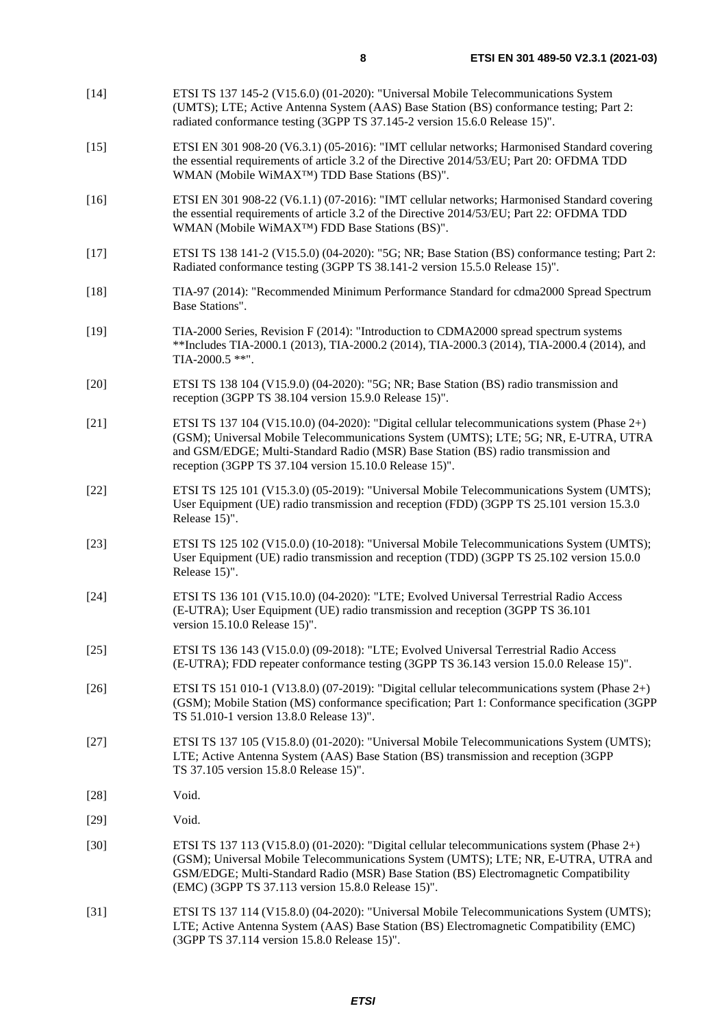[14] ETSI TS 137 145-2 (V15.6.0) (01-2020): "Universal Mobile Telecommunications System (UMTS); LTE; Active Antenna System (AAS) Base Station (BS) conformance testing; Part 2: radiated conformance testing (3GPP TS 37.145-2 version 15.6.0 Release 15)".

[15] ETSI EN 301 908-20 (V6.3.1) (05-2016): "IMT cellular networks; Harmonised Standard covering the essential requirements of article 3.2 of the Directive 2014/53/EU; Part 20: OFDMA TDD WMAN (Mobile WiMAX™) TDD Base Stations (BS)".

[16] ETSI EN 301 908-22 (V6.1.1) (07-2016): "IMT cellular networks; Harmonised Standard covering the essential requirements of article 3.2 of the Directive 2014/53/EU; Part 22: OFDMA TDD WMAN (Mobile WiMAX™) FDD Base Stations (BS)".

[17] ETSI TS 138 141-2 (V15.5.0) (04-2020): "5G; NR; Base Station (BS) conformance testing; Part 2: Radiated conformance testing (3GPP TS 38.141-2 version 15.5.0 Release 15)".

[18] TIA-97 (2014): "Recommended Minimum Performance Standard for cdma2000 Spread Spectrum Base Stations".

[19] TIA-2000 Series, Revision F (2014): "Introduction to CDMA2000 spread spectrum systems **Includes TIA-2000.1 (2013), TIA-2000.2 (2014), TIA-2000.3 (2014), TIA-2000.4 (2014), and TIA-2000.5 **".

[20] ETSI TS 138 104 (V15.9.0) (04-2020): "5G; NR; Base Station (BS) radio transmission and reception (3GPP TS 38.104 version 15.9.0 Release 15)".

[21] ETSI TS 137 104 (V15.10.0) (04-2020): "Digital cellular telecommunications system (Phase 2+) (GSM); Universal Mobile Telecommunications System (UMTS); LTE; 5G; NR, E-UTRA, UTRA and GSM/EDGE; Multi-Standard Radio (MSR) Base Station (BS) radio transmission and reception (3GPP TS 37.104 version 15.10.0 Release 15)".

[22] ETSI TS 125 101 (V15.3.0) (05-2019): "Universal Mobile Telecommunications System (UMTS); User Equipment (UE) radio transmission and reception (FDD) (3GPP TS 25.101 version 15.3.0 Release 15)".

[23] ETSI TS 125 102 (V15.0.0) (10-2018): "Universal Mobile Telecommunications System (UMTS); User Equipment (UE) radio transmission and reception (TDD) (3GPP TS 25.102 version 15.0.0 Release 15)".

[24] ETSI TS 136 101 (V15.10.0) (04-2020): "LTE; Evolved Universal Terrestrial Radio Access (E-UTRA); User Equipment (UE) radio transmission and reception (3GPP TS 36.101 version 15.10.0 Release 15)".

[25] ETSI TS 136 143 (V15.0.0) (09-2018): "LTE; Evolved Universal Terrestrial Radio Access (E-UTRA); FDD repeater conformance testing (3GPP TS 36.143 version 15.0.0 Release 15)".

[26] ETSI TS 151 010-1 (V13.8.0) (07-2019): "Digital cellular telecommunications system (Phase 2+) (GSM); Mobile Station (MS) conformance specification; Part 1: Conformance specification (3GPP TS 51.010-1 version 13.8.0 Release 13)".

[27] ETSI TS 137 105 (V15.8.0) (01-2020): "Universal Mobile Telecommunications System (UMTS); LTE; Active Antenna System (AAS) Base Station (BS) transmission and reception (3GPP TS 37.105 version 15.8.0 Release 15)".

[28] Void.

[29] Void.

[30] ETSI TS 137 113 (V15.8.0) (01-2020): "Digital cellular telecommunications system (Phase 2+) (GSM); Universal Mobile Telecommunications System (UMTS); LTE; NR, E-UTRA, UTRA and GSM/EDGE; Multi-Standard Radio (MSR) Base Station (BS) Electromagnetic Compatibility (EMC) (3GPP TS 37.113 version 15.8.0 Release 15)".

[31] ETSI TS 137 114 (V15.8.0) (04-2020): "Universal Mobile Telecommunications System (UMTS); LTE; Active Antenna System (AAS) Base Station (BS) Electromagnetic Compatibility (EMC) (3GPP TS 37.114 version 15.8.0 Release 15)".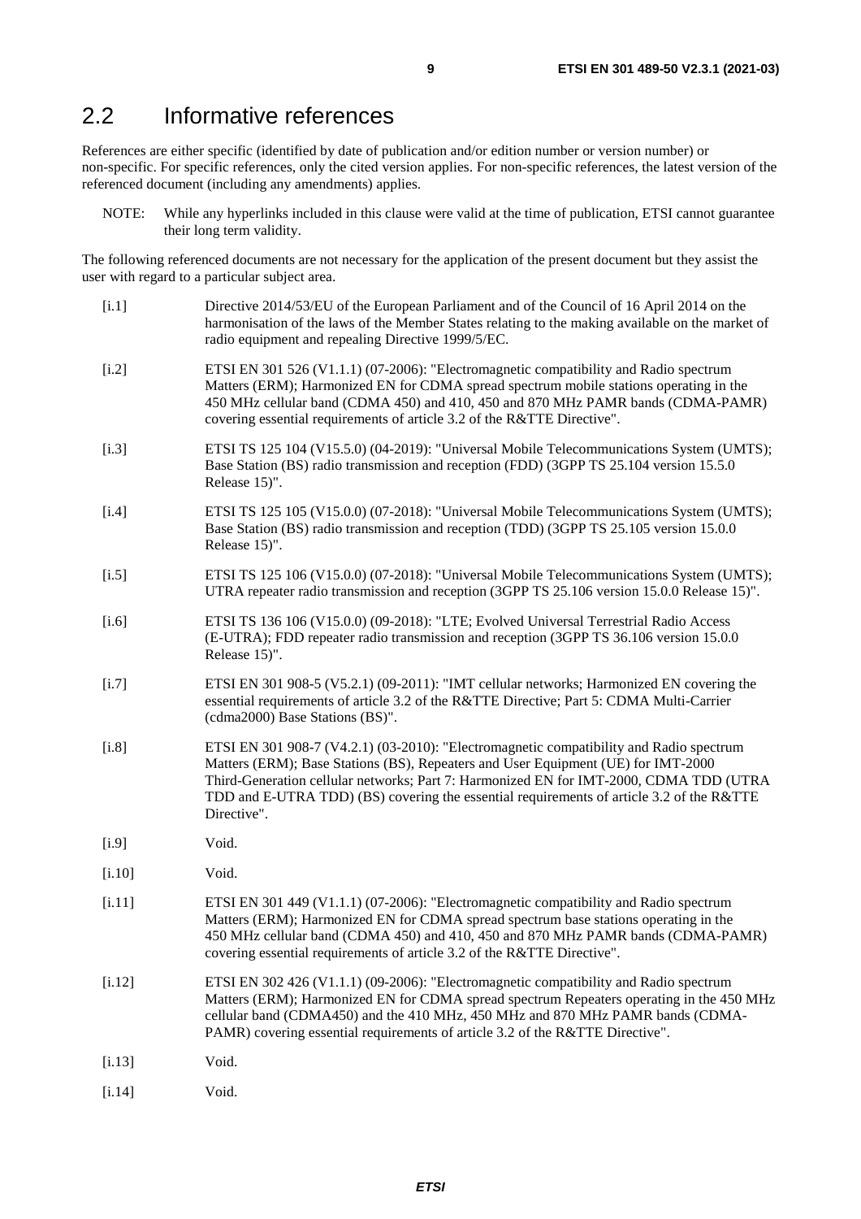## 2.2 Informative references

References are either specific (identified by date of publication and/or edition number or version number) or non-specific. For specific references, only the cited version applies. For non-specific references, the latest version of the referenced document (including any amendments) applies.

NOTE: While any hyperlinks included in this clause were valid at the time of publication, ETSI cannot guarantee their long term validity.

The following referenced documents are not necessary for the application of the present document but they assist the user with regard to a particular subject area.

- [i.1] Directive 2014/53/EU of the European Parliament and of the Council of 16 April 2014 on the harmonisation of the laws of the Member States relating to the making available on the market of radio equipment and repealing Directive 1999/5/EC.
- [i.2] ETSI EN 301 526 (V1.1.1) (07-2006): "Electromagnetic compatibility and Radio spectrum Matters (ERM); Harmonized EN for CDMA spread spectrum mobile stations operating in the 450 MHz cellular band (CDMA 450) and 410, 450 and 870 MHz PAMR bands (CDMA-PAMR) covering essential requirements of article 3.2 of the R&TTE Directive".
- [i.3] ETSI TS 125 104 (V15.5.0) (04-2019): "Universal Mobile Telecommunications System (UMTS); Base Station (BS) radio transmission and reception (FDD) (3GPP TS 25.104 version 15.5.0 Release 15)".
- [i.4] ETSI TS 125 105 (V15.0.0) (07-2018): "Universal Mobile Telecommunications System (UMTS); Base Station (BS) radio transmission and reception (TDD) (3GPP TS 25.105 version 15.0.0 Release 15)".
- [i.5] ETSI TS 125 106 (V15.0.0) (07-2018): "Universal Mobile Telecommunications System (UMTS); UTRA repeater radio transmission and reception (3GPP TS 25.106 version 15.0.0 Release 15)".
- [i.6] ETSI TS 136 106 (V15.0.0) (09-2018): "LTE; Evolved Universal Terrestrial Radio Access (E-UTRA); FDD repeater radio transmission and reception (3GPP TS 36.106 version 15.0.0 Release 15)".
- [i.7] ETSI EN 301 908-5 (V5.2.1) (09-2011): "IMT cellular networks; Harmonized EN covering the essential requirements of article 3.2 of the R&TTE Directive; Part 5: CDMA Multi-Carrier (cdma2000) Base Stations (BS)".
- [i.8] ETSI EN 301 908-7 (V4.2.1) (03-2010): "Electromagnetic compatibility and Radio spectrum Matters (ERM); Base Stations (BS), Repeaters and User Equipment (UE) for IMT-2000 Third-Generation cellular networks; Part 7: Harmonized EN for IMT-2000, CDMA TDD (UTRA TDD and E-UTRA TDD) (BS) covering the essential requirements of article 3.2 of the R&TTE Directive".
- [i.9] Void.
- [i.10] Void.
- [i.11] ETSI EN 301 449 (V1.1.1) (07-2006): "Electromagnetic compatibility and Radio spectrum Matters (ERM); Harmonized EN for CDMA spread spectrum base stations operating in the 450 MHz cellular band (CDMA 450) and 410, 450 and 870 MHz PAMR bands (CDMA-PAMR) covering essential requirements of article 3.2 of the R&TTE Directive".
- [i.12] ETSI EN 302 426 (V1.1.1) (09-2006): "Electromagnetic compatibility and Radio spectrum Matters (ERM); Harmonized EN for CDMA spread spectrum Repeaters operating in the 450 MHz cellular band (CDMA450) and the 410 MHz, 450 MHz and 870 MHz PAMR bands (CDMA-PAMR) covering essential requirements of article 3.2 of the R&TTE Directive".
- [i.13] Void.
- [i.14] Void.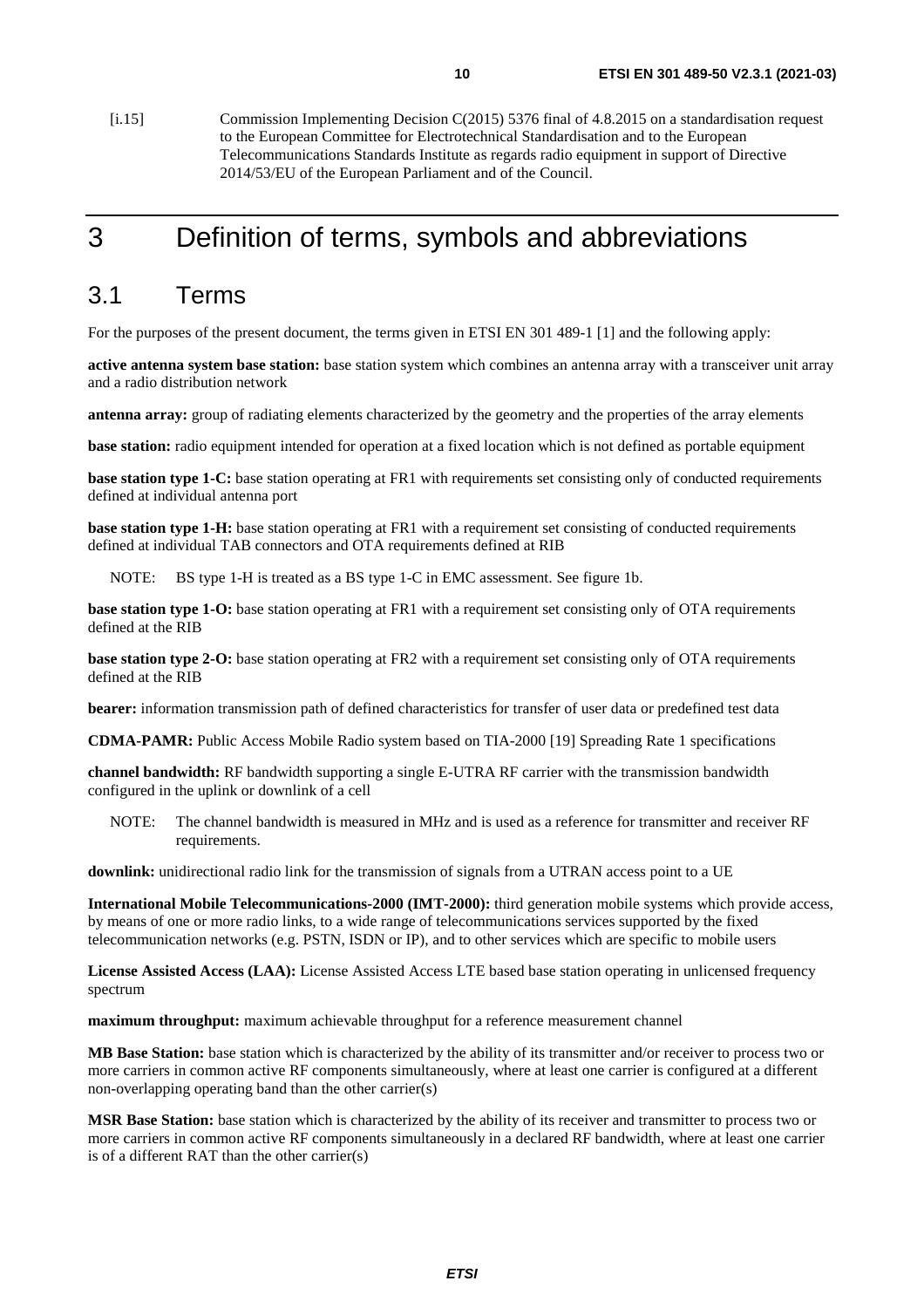[i.15] Commission Implementing Decision C(2015) 5376 final of 4.8.2015 on a standardisation request to the European Committee for Electrotechnical Standardisation and to the European Telecommunications Standards Institute as regards radio equipment in support of Directive 2014/53/EU of the European Parliament and of the Council.

# 3 Definition of terms, symbols and abbreviations

## 3.1 Terms

For the purposes of the present document, the terms given in ETSI EN 301 489-1 [1] and the following apply:

**active antenna system base station:** base station system which combines an antenna array with a transceiver unit array and a radio distribution network

**antenna array:** group of radiating elements characterized by the geometry and the properties of the array elements

**base station:** radio equipment intended for operation at a fixed location which is not defined as portable equipment

**base station type 1-C:** base station operating at FR1 with requirements set consisting only of conducted requirements defined at individual antenna port

**base station type 1-H:** base station operating at FR1 with a requirement set consisting of conducted requirements defined at individual TAB connectors and OTA requirements defined at RIB

NOTE: BS type 1-H is treated as a BS type 1-C in EMC assessment. See figure 1b.

**base station type 1-O:** base station operating at FR1 with a requirement set consisting only of OTA requirements defined at the RIB

**base station type 2-O:** base station operating at FR2 with a requirement set consisting only of OTA requirements defined at the RIB

**bearer:** information transmission path of defined characteristics for transfer of user data or predefined test data

**CDMA-PAMR:** Public Access Mobile Radio system based on TIA-2000 [19] Spreading Rate 1 specifications

**channel bandwidth:** RF bandwidth supporting a single E-UTRA RF carrier with the transmission bandwidth configured in the uplink or downlink of a cell

NOTE: The channel bandwidth is measured in MHz and is used as a reference for transmitter and receiver RF requirements.

**downlink:** unidirectional radio link for the transmission of signals from a UTRAN access point to a UE

**International Mobile Telecommunications-2000 (IMT-2000):** third generation mobile systems which provide access, by means of one or more radio links, to a wide range of telecommunications services supported by the fixed telecommunication networks (e.g. PSTN, ISDN or IP), and to other services which are specific to mobile users

**License Assisted Access (LAA):** License Assisted Access LTE based base station operating in unlicensed frequency spectrum

**maximum throughput:** maximum achievable throughput for a reference measurement channel

**MB Base Station:** base station which is characterized by the ability of its transmitter and/or receiver to process two or more carriers in common active RF components simultaneously, where at least one carrier is configured at a different non-overlapping operating band than the other carrier(s)

**MSR Base Station:** base station which is characterized by the ability of its receiver and transmitter to process two or more carriers in common active RF components simultaneously in a declared RF bandwidth, where at least one carrier is of a different RAT than the other carrier(s)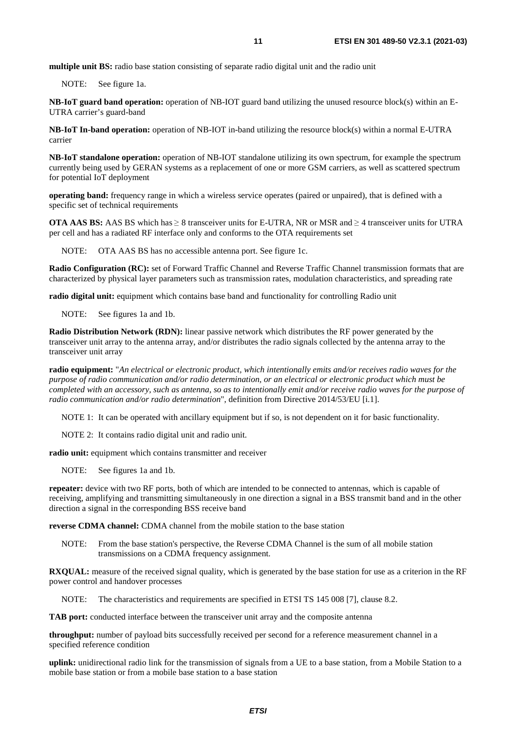**multiple unit BS:** radio base station consisting of separate radio digital unit and the radio unit

NOTE: See figure 1a.

**NB-IoT guard band operation:** operation of NB-IOT guard band utilizing the unused resource block(s) within an E-UTRA carrier's guard-band

**NB-IoT In-band operation:** operation of NB-IOT in-band utilizing the resource block(s) within a normal E-UTRA carrier

**NB-IoT standalone operation:** operation of NB-IOT standalone utilizing its own spectrum, for example the spectrum currently being used by GERAN systems as a replacement of one or more GSM carriers, as well as scattered spectrum for potential IoT deployment

**operating band:** frequency range in which a wireless service operates (paired or unpaired), that is defined with a specific set of technical requirements

**OTA AAS BS:** AAS BS which has $\geq$ 8 transceiver units for E-UTRA, NR or MSR and $\geq$ 4 transceiver units for UTRA per cell and has a radiated RF interface only and conforms to the OTA requirements set

NOTE: OTA AAS BS has no accessible antenna port. See figure 1c.

**Radio Configuration (RC):** set of Forward Traffic Channel and Reverse Traffic Channel transmission formats that are characterized by physical layer parameters such as transmission rates, modulation characteristics, and spreading rate

**radio digital unit:** equipment which contains base band and functionality for controlling Radio unit

NOTE: See figures 1a and 1b.

**Radio Distribution Network (RDN):** linear passive network which distributes the RF power generated by the transceiver unit array to the antenna array, and/or distributes the radio signals collected by the antenna array to the transceiver unit array

**radio equipment:** "*An electrical or electronic product, which intentionally emits and/or receives radio waves for the purpose of radio communication and/or radio determination, or an electrical or electronic product which must be completed with an accessory, such as antenna, so as to intentionally emit and/or receive radio waves for the purpose of radio communication and/or radio determination*", definition from Directive 2014/53/EU [i.1].

NOTE 1: It can be operated with ancillary equipment but if so, is not dependent on it for basic functionality.

NOTE 2: It contains radio digital unit and radio unit.

**radio unit:** equipment which contains transmitter and receiver

NOTE: See figures 1a and 1b.

**repeater:** device with two RF ports, both of which are intended to be connected to antennas, which is capable of receiving, amplifying and transmitting simultaneously in one direction a signal in a BSS transmit band and in the other direction a signal in the corresponding BSS receive band

**reverse CDMA channel:** CDMA channel from the mobile station to the base station

NOTE: From the base station's perspective, the Reverse CDMA Channel is the sum of all mobile station transmissions on a CDMA frequency assignment.

**RXQUAL:** measure of the received signal quality, which is generated by the base station for use as a criterion in the RF power control and handover processes

NOTE: The characteristics and requirements are specified in ETSI TS 145 008 [7], clause 8.2.

**TAB port:** conducted interface between the transceiver unit array and the composite antenna

**throughput:** number of payload bits successfully received per second for a reference measurement channel in a specified reference condition

**uplink:** unidirectional radio link for the transmission of signals from a UE to a base station, from a Mobile Station to a mobile base station or from a mobile base station to a base station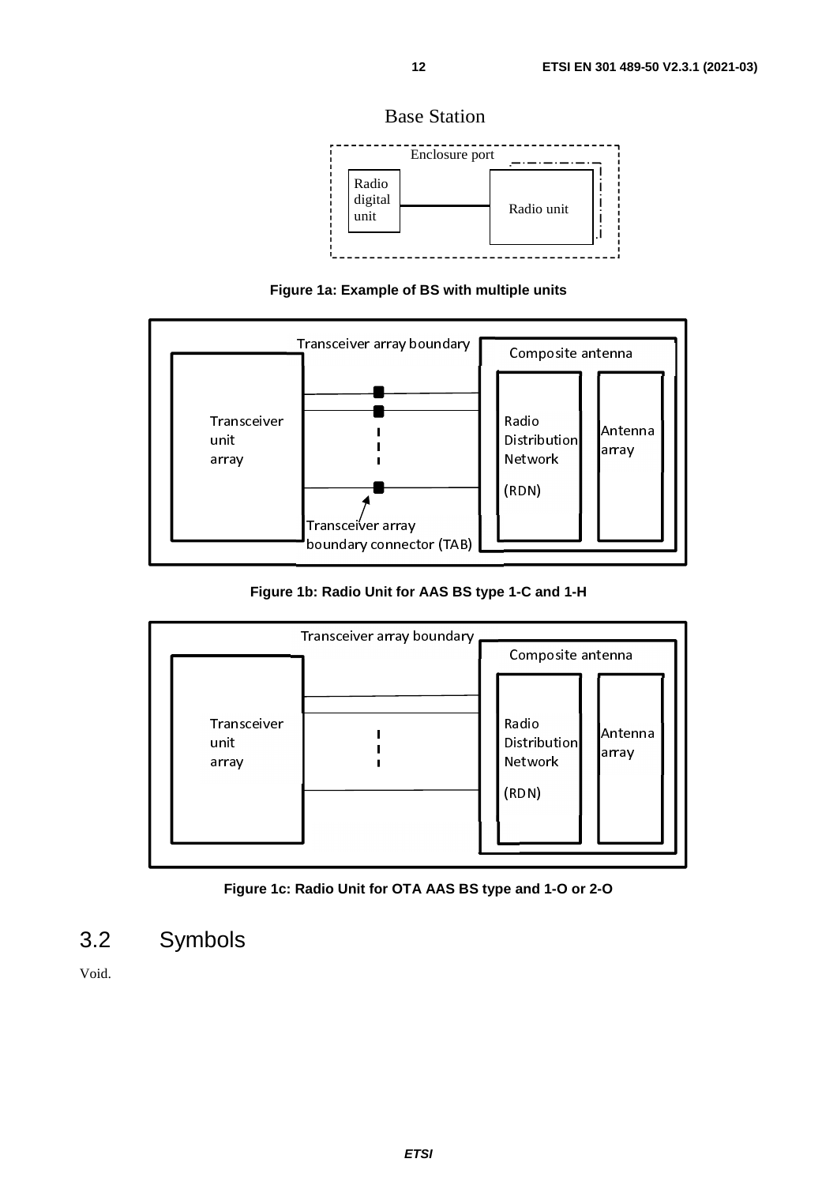Base Station

Enclosure port

Radio digital unit

Radio unit

**Figure 1a: Example of BS with multiple units**

Transceiver array boundary

Composite antenna

Transceiver unit array

Radio Distribution Network (RDN)

Antenna array

Transceiver array boundary connector (TAB)

**Figure 1b: Radio Unit for AAS BS type 1-C and 1-H**

Transceiver array boundary

Composite antenna

Transceiver unit array

Radio Distribution Network (RDN)

Antenna array

**Figure 1c: Radio Unit for OTA AAS BS type and 1-O or 2-O**

## 3.2 Symbols

Void.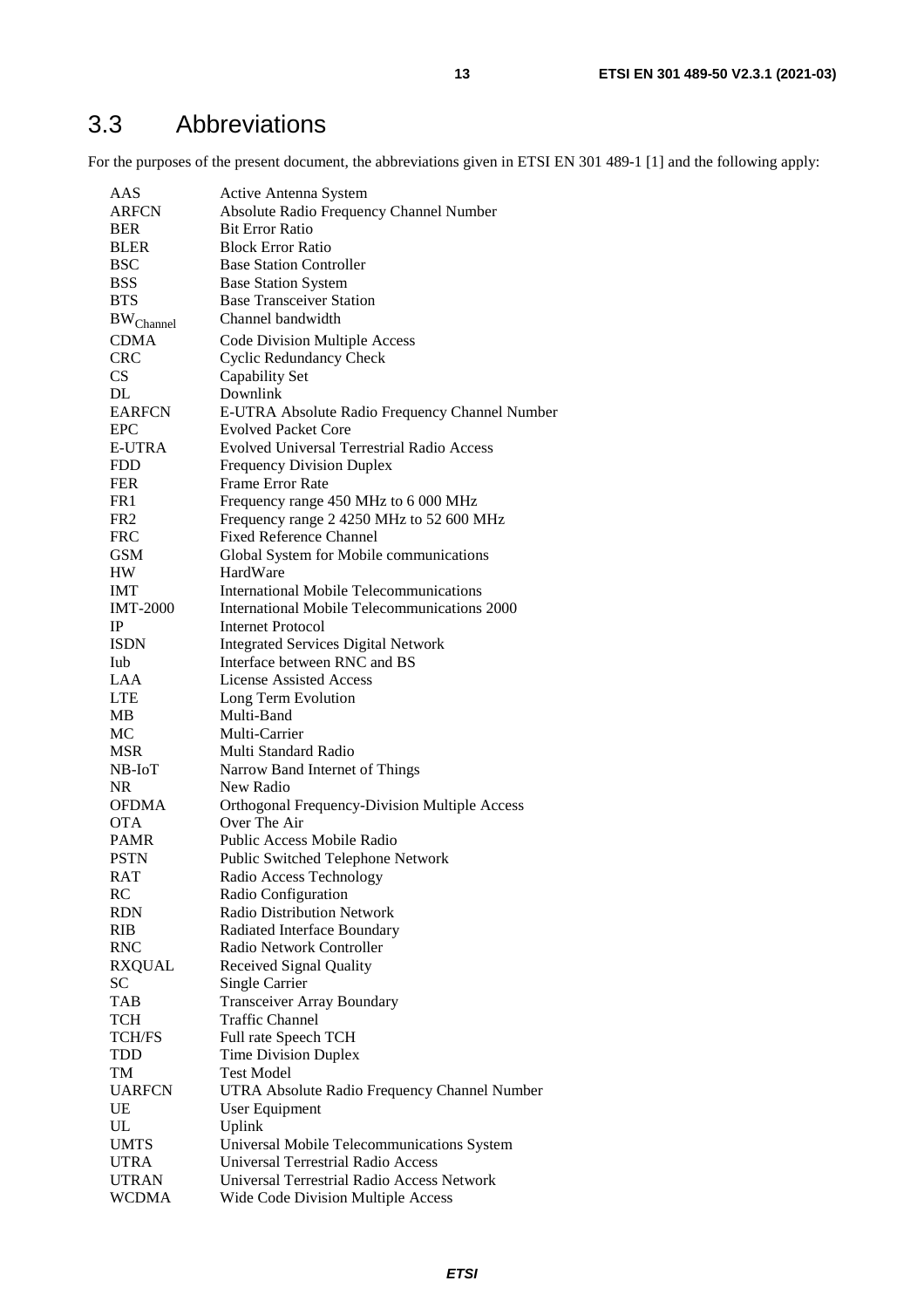## 3.3 Abbreviations

For the purposes of the present document, the abbreviations given in ETSI EN 301 489-1 [1] and the following apply:

| | |
|---|---|
| AAS | Active Antenna System |
| ARFCN | Absolute Radio Frequency Channel Number |
| BER | Bit Error Ratio |
| BLER | Block Error Ratio |
| BSC | Base Station Controller |
| BSS | Base Station System |
| BTS | Base Transceiver Station |
| $BW_{Channel}$ | Channel bandwidth |
| CDMA | Code Division Multiple Access |
| CRC | Cyclic Redundancy Check |
| CS | Capability Set |
| DL | Downlink |
| EARFCN | E-UTRA Absolute Radio Frequency Channel Number |
| EPC | Evolved Packet Core |
| E-UTRA | Evolved Universal Terrestrial Radio Access |
| FDD | Frequency Division Duplex |
| FER | Frame Error Rate |
| FR1 | Frequency range 450 MHz to 6 000 MHz |
| FR2 | Frequency range 2 4250 MHz to 52 600 MHz |
| FRC | Fixed Reference Channel |
| GSM | Global System for Mobile communications |
| HW | HardWare |
| IMT | International Mobile Telecommunications |
| IMT-2000 | International Mobile Telecommunications 2000 |
| IP | Internet Protocol |
| ISDN | Integrated Services Digital Network |
| Iub | Interface between RNC and BS |
| LAA | License Assisted Access |
| LTE | Long Term Evolution |
| MB | Multi-Band |
| MC | Multi-Carrier |
| MSR | Multi Standard Radio |
| NB-IoT | Narrow Band Internet of Things |
| NR | New Radio |
| OFDMA | Orthogonal Frequency-Division Multiple Access |
| OTA | Over The Air |
| PAMR | Public Access Mobile Radio |
| PSTN | Public Switched Telephone Network |
| RAT | Radio Access Technology |
| RC | Radio Configuration |
| RDN | Radio Distribution Network |
| RIB | Radiated Interface Boundary |
| RNC | Radio Network Controller |
| RXQUAL | Received Signal Quality |
| SC | Single Carrier |
| TAB | Transceiver Array Boundary |
| TCH | Traffic Channel |
| TCH/FS | Full rate Speech TCH |
| TDD | Time Division Duplex |
| TM | Test Model |
| UARFCN | UTRA Absolute Radio Frequency Channel Number |
| UE | User Equipment |
| UL | Uplink |
| UMTS | Universal Mobile Telecommunications System |
| UTRA | Universal Terrestrial Radio Access |
| UTRAN | Universal Terrestrial Radio Access Network |
| WCDMA | Wide Code Division Multiple Access |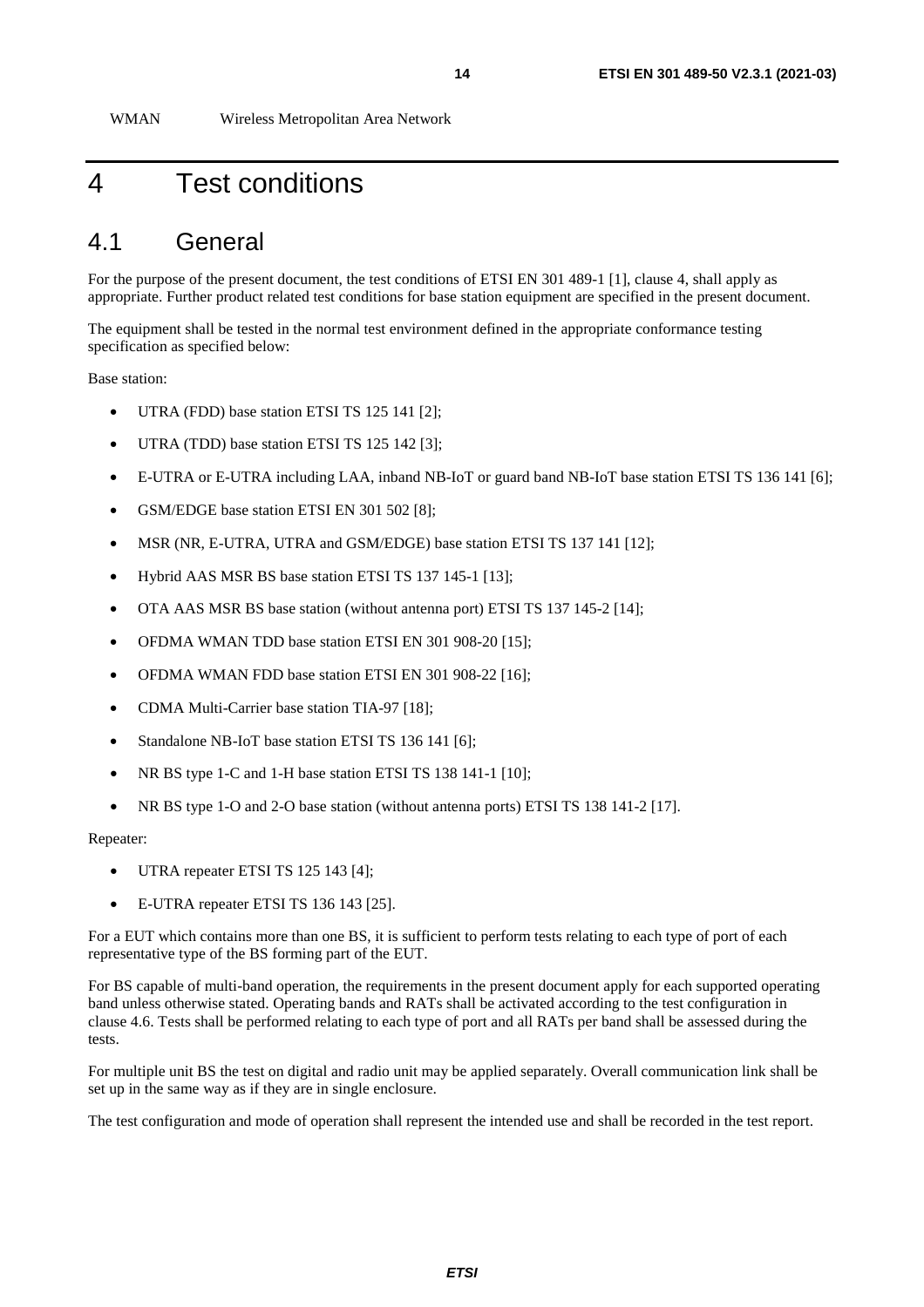WMAN Wireless Metropolitan Area Network

# 4 Test conditions

## 4.1 General

For the purpose of the present document, the test conditions of ETSI EN 301 489-1 [1], clause 4, shall apply as appropriate. Further product related test conditions for base station equipment are specified in the present document.

The equipment shall be tested in the normal test environment defined in the appropriate conformance testing specification as specified below:

Base station:

- UTRA (FDD) base station ETSI TS 125 141 [2];
- UTRA (TDD) base station ETSI TS 125 142 [3];
- E-UTRA or E-UTRA including LAA, inband NB-IoT or guard band NB-IoT base station ETSI TS 136 141 [6];
- GSM/EDGE base station ETSI EN 301 502 [8];
- MSR (NR, E-UTRA, UTRA and GSM/EDGE) base station ETSI TS 137 141 [12];
- Hybrid AAS MSR BS base station ETSI TS 137 145-1 [13];
- OTA AAS MSR BS base station (without antenna port) ETSI TS 137 145-2 [14];
- OFDMA WMAN TDD base station ETSI EN 301 908-20 [15];
- OFDMA WMAN FDD base station ETSI EN 301 908-22 [16];
- CDMA Multi-Carrier base station TIA-97 [18];
- Standalone NB-IoT base station ETSI TS 136 141 [6];
- NR BS type 1-C and 1-H base station ETSI TS 138 141-1 [10];
- NR BS type 1-O and 2-O base station (without antenna ports) ETSI TS 138 141-2 [17].

Repeater:

- UTRA repeater ETSI TS 125 143 [4];
- E-UTRA repeater ETSI TS 136 143 [25].

For a EUT which contains more than one BS, it is sufficient to perform tests relating to each type of port of each representative type of the BS forming part of the EUT.

For BS capable of multi-band operation, the requirements in the present document apply for each supported operating band unless otherwise stated. Operating bands and RATs shall be activated according to the test configuration in clause 4.6. Tests shall be performed relating to each type of port and all RATs per band shall be assessed during the tests.

For multiple unit BS the test on digital and radio unit may be applied separately. Overall communication link shall be set up in the same way as if they are in single enclosure.

The test configuration and mode of operation shall represent the intended use and shall be recorded in the test report.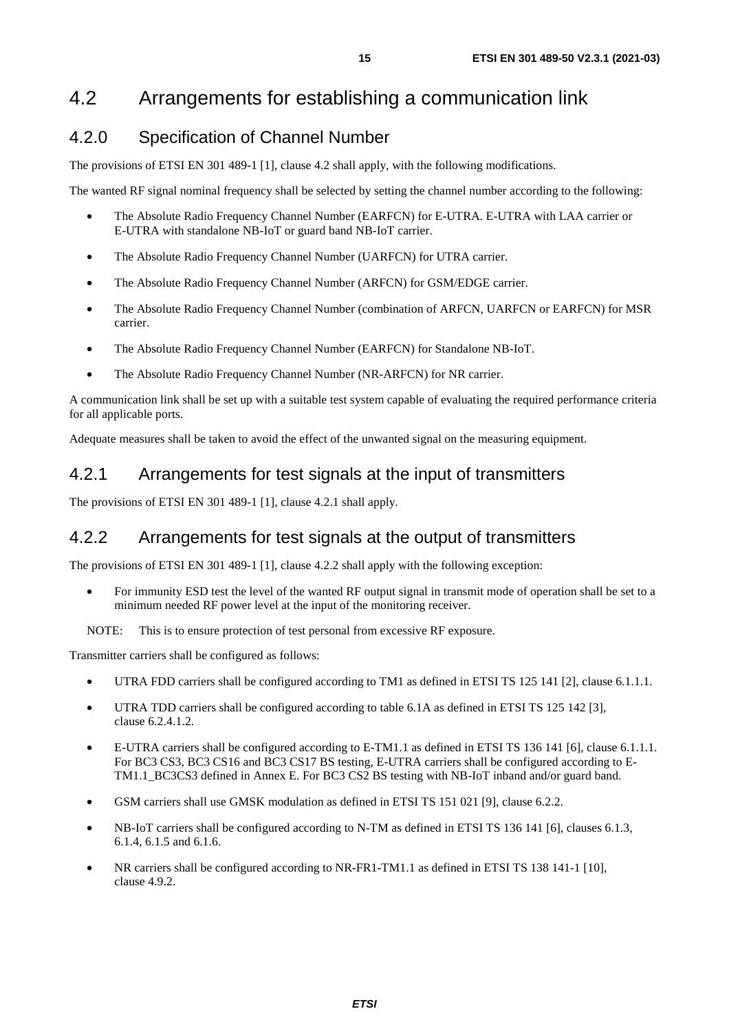## 4.2 Arrangements for establishing a communication link

### 4.2.0 Specification of Channel Number

The provisions of ETSI EN 301 489-1 [1], clause 4.2 shall apply, with the following modifications.

The wanted RF signal nominal frequency shall be selected by setting the channel number according to the following:

- The Absolute Radio Frequency Channel Number (EARFCN) for E-UTRA. E-UTRA with LAA carrier or E-UTRA with standalone NB-IoT or guard band NB-IoT carrier.
- The Absolute Radio Frequency Channel Number (UARFCN) for UTRA carrier.
- The Absolute Radio Frequency Channel Number (ARFCN) for GSM/EDGE carrier.
- The Absolute Radio Frequency Channel Number (combination of ARFCN, UARFCN or EARFCN) for MSR carrier.
- The Absolute Radio Frequency Channel Number (EARFCN) for Standalone NB-IoT.
- The Absolute Radio Frequency Channel Number (NR-ARFCN) for NR carrier.

A communication link shall be set up with a suitable test system capable of evaluating the required performance criteria for all applicable ports.

Adequate measures shall be taken to avoid the effect of the unwanted signal on the measuring equipment.

### 4.2.1 Arrangements for test signals at the input of transmitters

The provisions of ETSI EN 301 489-1 [1], clause 4.2.1 shall apply.

### 4.2.2 Arrangements for test signals at the output of transmitters

The provisions of ETSI EN 301 489-1 [1], clause 4.2.2 shall apply with the following exception:

- For immunity ESD test the level of the wanted RF output signal in transmit mode of operation shall be set to a minimum needed RF power level at the input of the monitoring receiver.

NOTE: This is to ensure protection of test personal from excessive RF exposure.

Transmitter carriers shall be configured as follows:

- UTRA FDD carriers shall be configured according to TM1 as defined in ETSI TS 125 141 [2], clause 6.1.1.1.
- UTRA TDD carriers shall be configured according to table 6.1A as defined in ETSI TS 125 142 [3], clause 6.2.4.1.2.
- E-UTRA carriers shall be configured according to E-TM1.1 as defined in ETSI TS 136 141 [6], clause 6.1.1.1. For BC3 CS3, BC3 CS16 and BC3 CS17 BS testing, E-UTRA carriers shall be configured according to E-TM1.1_BC3CS3 defined in Annex E. For BC3 CS2 BS testing with NB-IoT inband and/or guard band.
- GSM carriers shall use GMSK modulation as defined in ETSI TS 151 021 [9], clause 6.2.2.
- NB-IoT carriers shall be configured according to N-TM as defined in ETSI TS 136 141 [6], clauses 6.1.3, 6.1.4, 6.1.5 and 6.1.6.
- NR carriers shall be configured according to NR-FR1-TM1.1 as defined in ETSI TS 138 141-1 [10], clause 4.9.2.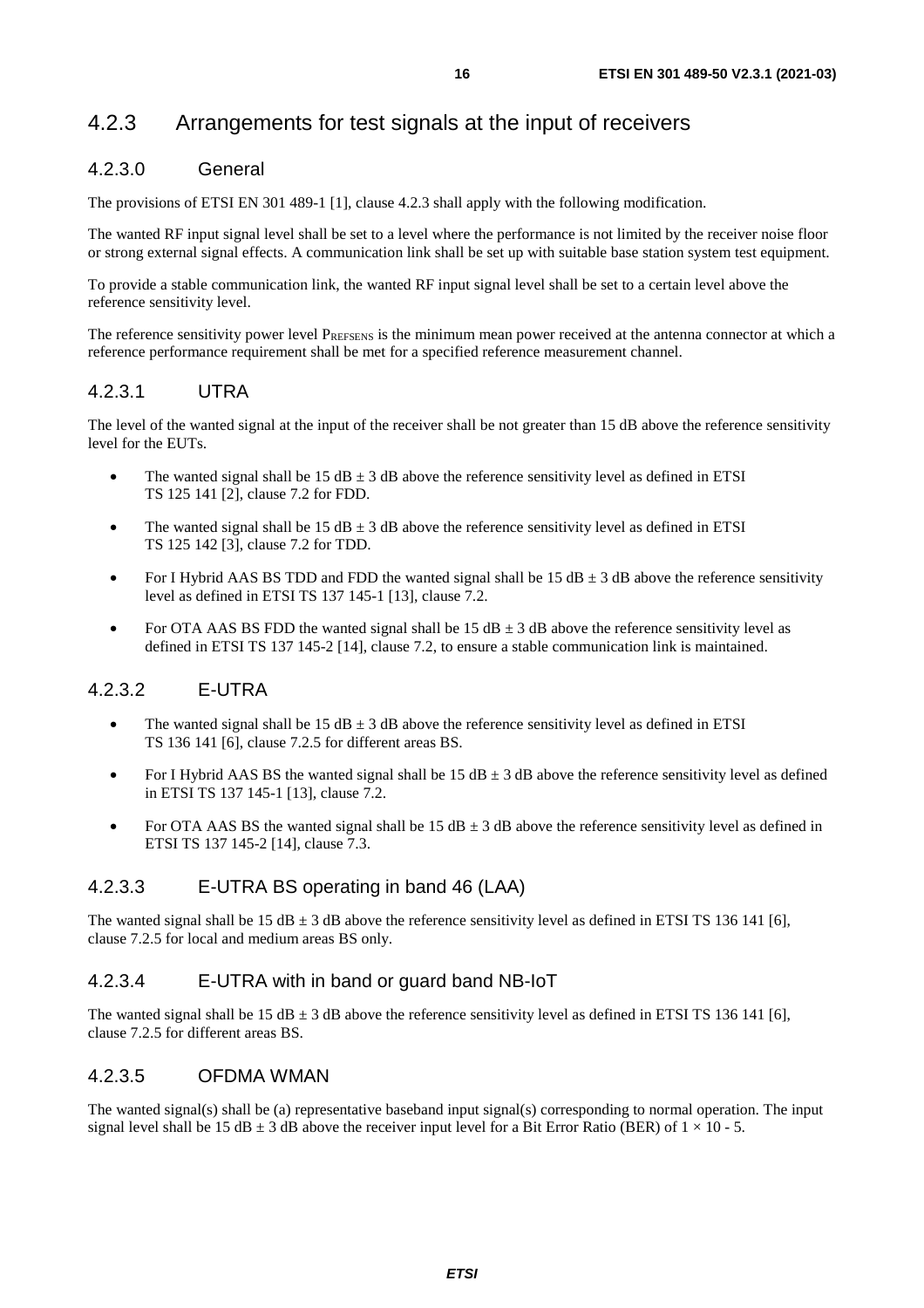## 4.2.3 Arrangements for test signals at the input of receivers

### 4.2.3.0 General

The provisions of ETSI EN 301 489-1 [1], clause 4.2.3 shall apply with the following modification.

The wanted RF input signal level shall be set to a level where the performance is not limited by the receiver noise floor or strong external signal effects. A communication link shall be set up with suitable base station system test equipment.

To provide a stable communication link, the wanted RF input signal level shall be set to a certain level above the reference sensitivity level.

The reference sensitivity power level $P_{REFSENS}$ is the minimum mean power received at the antenna connector at which a reference performance requirement shall be met for a specified reference measurement channel.

### 4.2.3.1 UTRA

The level of the wanted signal at the input of the receiver shall be not greater than 15 dB above the reference sensitivity level for the EUTs.

- The wanted signal shall be 15 dB ± 3 dB above the reference sensitivity level as defined in ETSI TS 125 141 [2], clause 7.2 for FDD.
- The wanted signal shall be 15 dB ± 3 dB above the reference sensitivity level as defined in ETSI TS 125 142 [3], clause 7.2 for TDD.
- For I Hybrid AAS BS TDD and FDD the wanted signal shall be 15 dB ± 3 dB above the reference sensitivity level as defined in ETSI TS 137 145-1 [13], clause 7.2.
- For OTA AAS BS FDD the wanted signal shall be 15 dB ± 3 dB above the reference sensitivity level as defined in ETSI TS 137 145-2 [14], clause 7.2, to ensure a stable communication link is maintained.

### 4.2.3.2 E-UTRA

- The wanted signal shall be 15 dB ± 3 dB above the reference sensitivity level as defined in ETSI TS 136 141 [6], clause 7.2.5 for different areas BS.
- For I Hybrid AAS BS the wanted signal shall be 15 dB ± 3 dB above the reference sensitivity level as defined in ETSI TS 137 145-1 [13], clause 7.2.
- For OTA AAS BS the wanted signal shall be 15 dB ± 3 dB above the reference sensitivity level as defined in ETSI TS 137 145-2 [14], clause 7.3.

### 4.2.3.3 E-UTRA BS operating in band 46 (LAA)

The wanted signal shall be 15 dB ± 3 dB above the reference sensitivity level as defined in ETSI TS 136 141 [6], clause 7.2.5 for local and medium areas BS only.

### 4.2.3.4 E-UTRA with in band or guard band NB-IoT

The wanted signal shall be 15 dB ± 3 dB above the reference sensitivity level as defined in ETSI TS 136 141 [6], clause 7.2.5 for different areas BS.

### 4.2.3.5 OFDMA WMAN

The wanted signal(s) shall be (a) representative baseband input signal(s) corresponding to normal operation. The input signal level shall be 15 dB ± 3 dB above the receiver input level for a Bit Error Ratio (BER) of $1 \times 10 - 5$.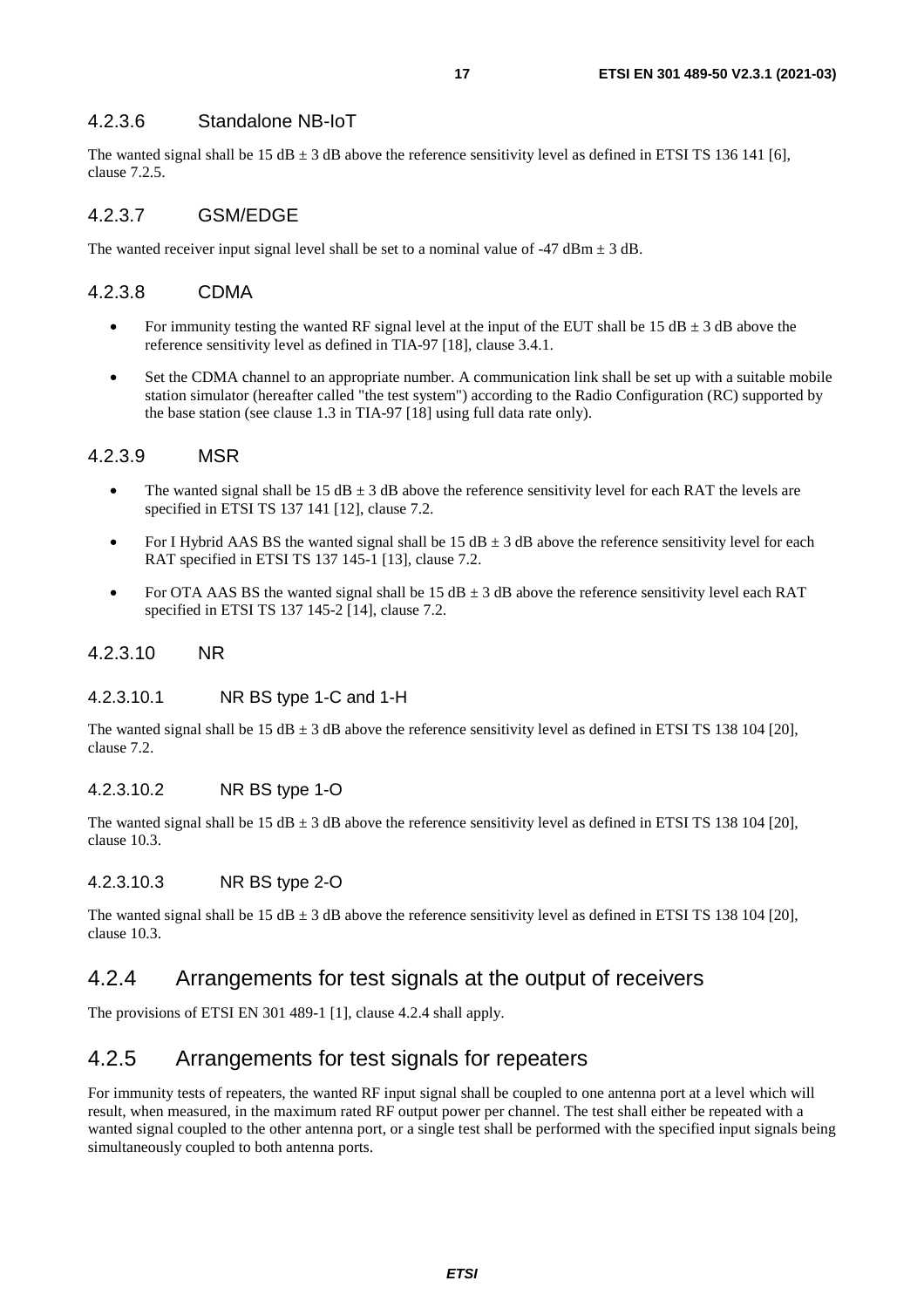#### 4.2.3.6 Standalone NB-IoT

The wanted signal shall be 15 dB ± 3 dB above the reference sensitivity level as defined in ETSI TS 136 141 [6], clause 7.2.5.

#### 4.2.3.7 GSM/EDGE

The wanted receiver input signal level shall be set to a nominal value of -47 dBm ± 3 dB.

#### 4.2.3.8 CDMA

- For immunity testing the wanted RF signal level at the input of the EUT shall be 15 dB ± 3 dB above the reference sensitivity level as defined in TIA-97 [18], clause 3.4.1.
- Set the CDMA channel to an appropriate number. A communication link shall be set up with a suitable mobile station simulator (hereafter called "the test system") according to the Radio Configuration (RC) supported by the base station (see clause 1.3 in TIA-97 [18] using full data rate only).

#### 4.2.3.9 MSR

- The wanted signal shall be 15 dB ± 3 dB above the reference sensitivity level for each RAT the levels are specified in ETSI TS 137 141 [12], clause 7.2.
- For I Hybrid AAS BS the wanted signal shall be 15 dB ± 3 dB above the reference sensitivity level for each RAT specified in ETSI TS 137 145-1 [13], clause 7.2.
- For OTA AAS BS the wanted signal shall be 15 dB ± 3 dB above the reference sensitivity level each RAT specified in ETSI TS 137 145-2 [14], clause 7.2.

#### 4.2.3.10 NR

##### 4.2.3.10.1 NR BS type 1-C and 1-H

The wanted signal shall be 15 dB ± 3 dB above the reference sensitivity level as defined in ETSI TS 138 104 [20], clause 7.2.

##### 4.2.3.10.2 NR BS type 1-O

The wanted signal shall be 15 dB ± 3 dB above the reference sensitivity level as defined in ETSI TS 138 104 [20], clause 10.3.

##### 4.2.3.10.3 NR BS type 2-O

The wanted signal shall be 15 dB ± 3 dB above the reference sensitivity level as defined in ETSI TS 138 104 [20], clause 10.3.

### 4.2.4 Arrangements for test signals at the output of receivers

The provisions of ETSI EN 301 489-1 [1], clause 4.2.4 shall apply.

### 4.2.5 Arrangements for test signals for repeaters

For immunity tests of repeaters, the wanted RF input signal shall be coupled to one antenna port at a level which will result, when measured, in the maximum rated RF output power per channel. The test shall either be repeated with a wanted signal coupled to the other antenna port, or a single test shall be performed with the specified input signals being simultaneously coupled to both antenna ports.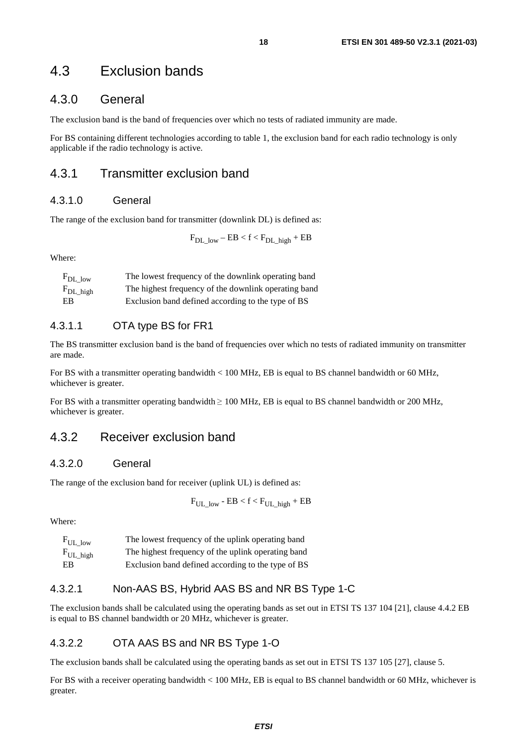## 4.3 Exclusion bands

### 4.3.0 General

The exclusion band is the band of frequencies over which no tests of radiated immunity are made.

For BS containing different technologies according to table 1, the exclusion band for each radio technology is only applicable if the radio technology is active.

### 4.3.1 Transmitter exclusion band

#### 4.3.1.0 General

The range of the exclusion band for transmitter (downlink DL) is defined as:

$$F_{DL\_low} - EB < f < F_{DL\_high} + EB$$

Where:

| | |
|---|---|
| $F_{DL\_low}$ | The lowest frequency of the downlink operating band |
| $F_{DL\_high}$ | The highest frequency of the downlink operating band |
| EB | Exclusion band defined according to the type of BS |

#### 4.3.1.1 OTA type BS for FR1

The BS transmitter exclusion band is the band of frequencies over which no tests of radiated immunity on transmitter are made.

For BS with a transmitter operating bandwidth < 100 MHz, EB is equal to BS channel bandwidth or 60 MHz, whichever is greater.

For BS with a transmitter operating bandwidth ≥ 100 MHz, EB is equal to BS channel bandwidth or 200 MHz, whichever is greater.

### 4.3.2 Receiver exclusion band

#### 4.3.2.0 General

The range of the exclusion band for receiver (uplink UL) is defined as:

$$F_{UL\_low} - EB < f < F_{UL\_high} + EB$$

Where:

| | |
|---|---|
| $F_{UL\_low}$ | The lowest frequency of the uplink operating band |
| $F_{UL\_high}$ | The highest frequency of the uplink operating band |
| EB | Exclusion band defined according to the type of BS |

#### 4.3.2.1 Non-AAS BS, Hybrid AAS BS and NR BS Type 1-C

The exclusion bands shall be calculated using the operating bands as set out in ETSI TS 137 104 [21], clause 4.4.2 EB is equal to BS channel bandwidth or 20 MHz, whichever is greater.

#### 4.3.2.2 OTA AAS BS and NR BS Type 1-O

The exclusion bands shall be calculated using the operating bands as set out in ETSI TS 137 105 [27], clause 5.

For BS with a receiver operating bandwidth < 100 MHz, EB is equal to BS channel bandwidth or 60 MHz, whichever is greater.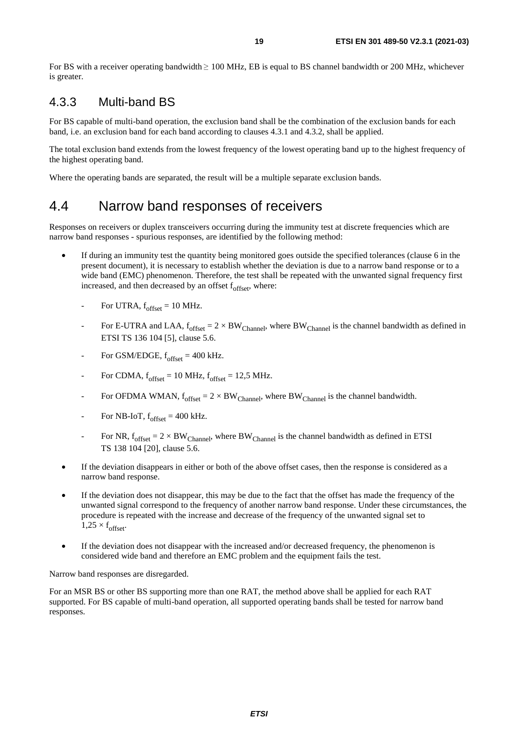For BS with a receiver operating bandwidth ≥ 100 MHz, EB is equal to BS channel bandwidth or 200 MHz, whichever is greater.

### 4.3.3 Multi-band BS

For BS capable of multi-band operation, the exclusion band shall be the combination of the exclusion bands for each band, i.e. an exclusion band for each band according to clauses 4.3.1 and 4.3.2, shall be applied.

The total exclusion band extends from the lowest frequency of the lowest operating band up to the highest frequency of the highest operating band.

Where the operating bands are separated, the result will be a multiple separate exclusion bands.

## 4.4 Narrow band responses of receivers

Responses on receivers or duplex transceivers occurring during the immunity test at discrete frequencies which are narrow band responses - spurious responses, are identified by the following method:

- If during an immunity test the quantity being monitored goes outside the specified tolerances (clause 6 in the present document), it is necessary to establish whether the deviation is due to a narrow band response or to a wide band (EMC) phenomenon. Therefore, the test shall be repeated with the unwanted signal frequency first increased, and then decreased by an offset $f_{offset}$, where:
    - For UTRA, $f_{offset}$ = 10 MHz.
    - For E-UTRA and LAA, $f_{offset} = 2 \times BW_{Channel}$, where $BW_{Channel}$ is the channel bandwidth as defined in ETSI TS 136 104 [5], clause 5.6.
    - For GSM/EDGE, $f_{offset}$ = 400 kHz.
    - For CDMA, $f_{offset}$ = 10 MHz, $f_{offset}$ = 12,5 MHz.
    - For OFDMA WMAN, $f_{offset} = 2 \times BW_{Channel}$, where $BW_{Channel}$ is the channel bandwidth.
    - For NB-IoT, $f_{offset}$ = 400 kHz.
    - For NR, $f_{offset} = 2 \times BW_{Channel}$, where $BW_{Channel}$ is the channel bandwidth as defined in ETSI TS 138 104 [20], clause 5.6.
- If the deviation disappears in either or both of the above offset cases, then the response is considered as a narrow band response.
- If the deviation does not disappear, this may be due to the fact that the offset has made the frequency of the unwanted signal correspond to the frequency of another narrow band response. Under these circumstances, the procedure is repeated with the increase and decrease of the frequency of the unwanted signal set to $1{,}25 \times f_{offset}$.
- If the deviation does not disappear with the increased and/or decreased frequency, the phenomenon is considered wide band and therefore an EMC problem and the equipment fails the test.

Narrow band responses are disregarded.

For an MSR BS or other BS supporting more than one RAT, the method above shall be applied for each RAT supported. For BS capable of multi-band operation, all supported operating bands shall be tested for narrow band responses.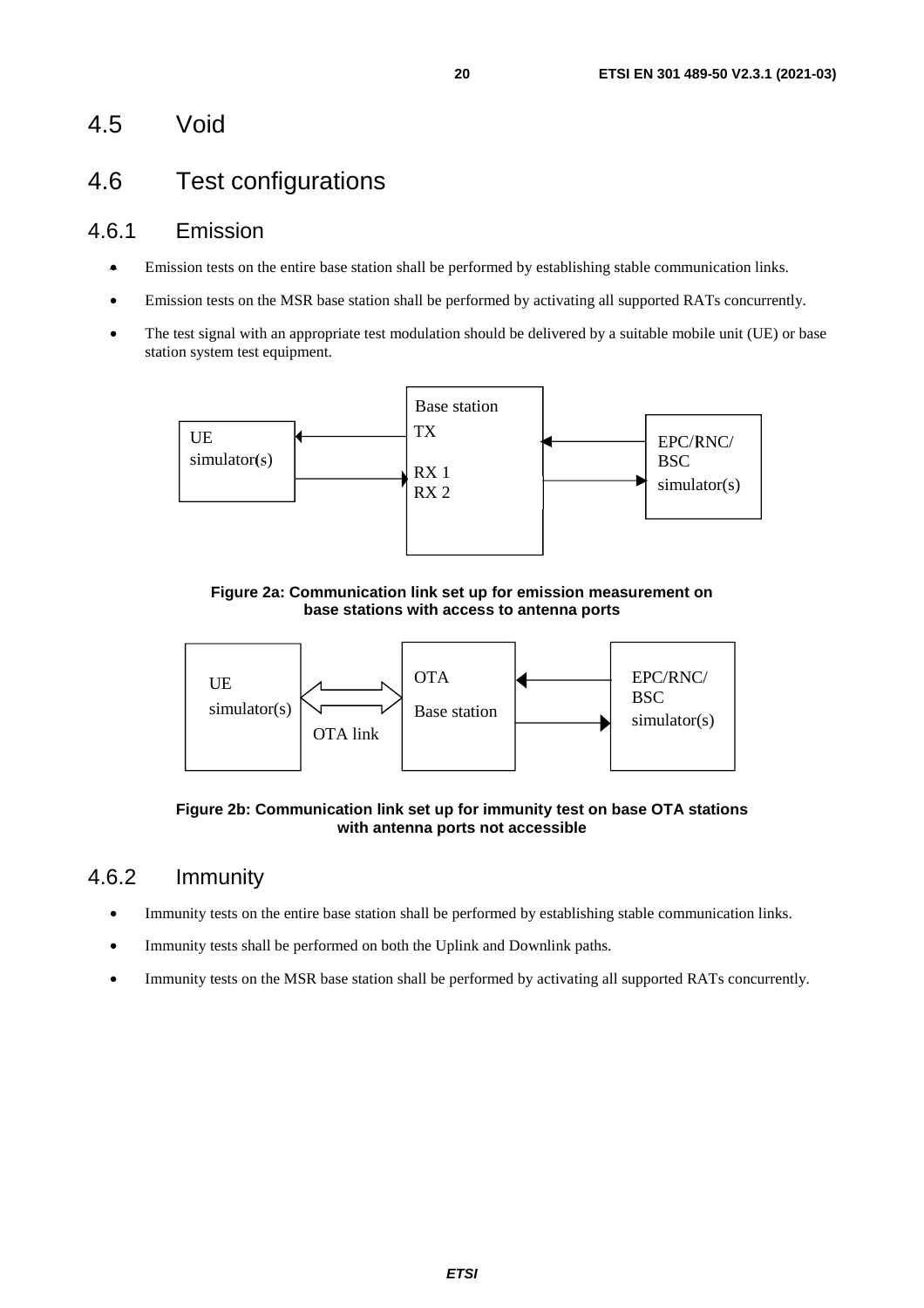## 4.5 Void

## 4.6 Test configurations

### 4.6.1 Emission

- Emission tests on the entire base station shall be performed by establishing stable communication links.
- Emission tests on the MSR base station shall be performed by activating all supported RATs concurrently.
- The test signal with an appropriate test modulation should be delivered by a suitable mobile unit (UE) or base station system test equipment.

UE simulator(s) | Base station TX RX 1 RX 2 | EPC/RNC/ BSC simulator(s)

**Figure 2a: Communication link set up for emission measurement on base stations with access to antenna ports**

UE simulator(s) | OTA link | OTA Base station | EPC/RNC/ BSC simulator(s)

**Figure 2b: Communication link set up for immunity test on base OTA stations with antenna ports not accessible**

### 4.6.2 Immunity

- Immunity tests on the entire base station shall be performed by establishing stable communication links.
- Immunity tests shall be performed on both the Uplink and Downlink paths.
- Immunity tests on the MSR base station shall be performed by activating all supported RATs concurrently.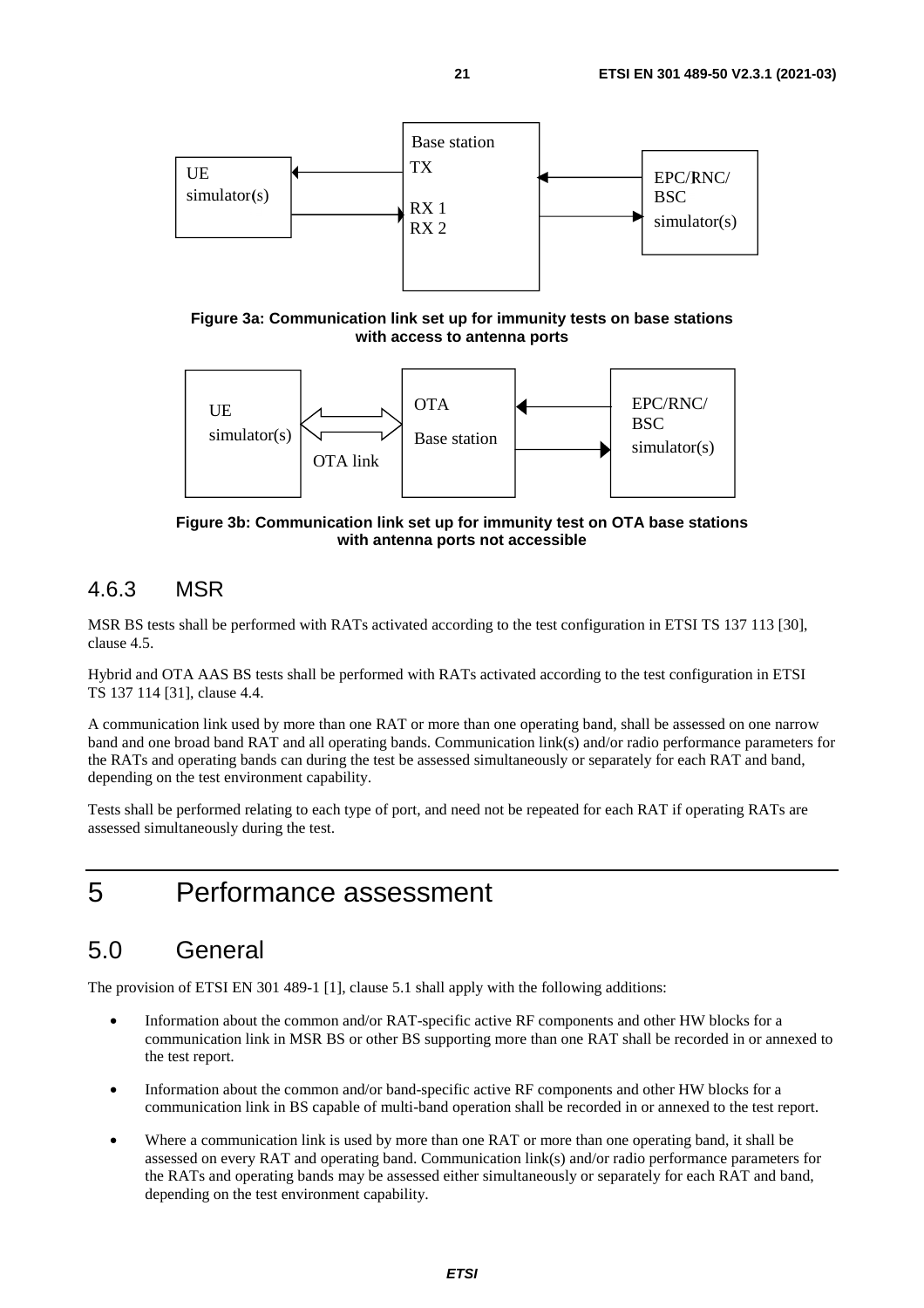Figure 3a: Communication link set up for immunity tests on base stations with access to antenna ports

Figure 3b: Communication link set up for immunity test on OTA base stations with antenna ports not accessible

### 4.6.3 MSR

MSR BS tests shall be performed with RATs activated according to the test configuration in ETSI TS 137 113 [30], clause 4.5.

Hybrid and OTA AAS BS tests shall be performed with RATs activated according to the test configuration in ETSI TS 137 114 [31], clause 4.4.

A communication link used by more than one RAT or more than one operating band, shall be assessed on one narrow band and one broad band RAT and all operating bands. Communication link(s) and/or radio performance parameters for the RATs and operating bands can during the test be assessed simultaneously or separately for each RAT and band, depending on the test environment capability.

Tests shall be performed relating to each type of port, and need not be repeated for each RAT if operating RATs are assessed simultaneously during the test.

# 5 Performance assessment

## 5.0 General

The provision of ETSI EN 301 489-1 [1], clause 5.1 shall apply with the following additions:

- Information about the common and/or RAT-specific active RF components and other HW blocks for a communication link in MSR BS or other BS supporting more than one RAT shall be recorded in or annexed to the test report.
- Information about the common and/or band-specific active RF components and other HW blocks for a communication link in BS capable of multi-band operation shall be recorded in or annexed to the test report.
- Where a communication link is used by more than one RAT or more than one operating band, it shall be assessed on every RAT and operating band. Communication link(s) and/or radio performance parameters for the RATs and operating bands may be assessed either simultaneously or separately for each RAT and band, depending on the test environment capability.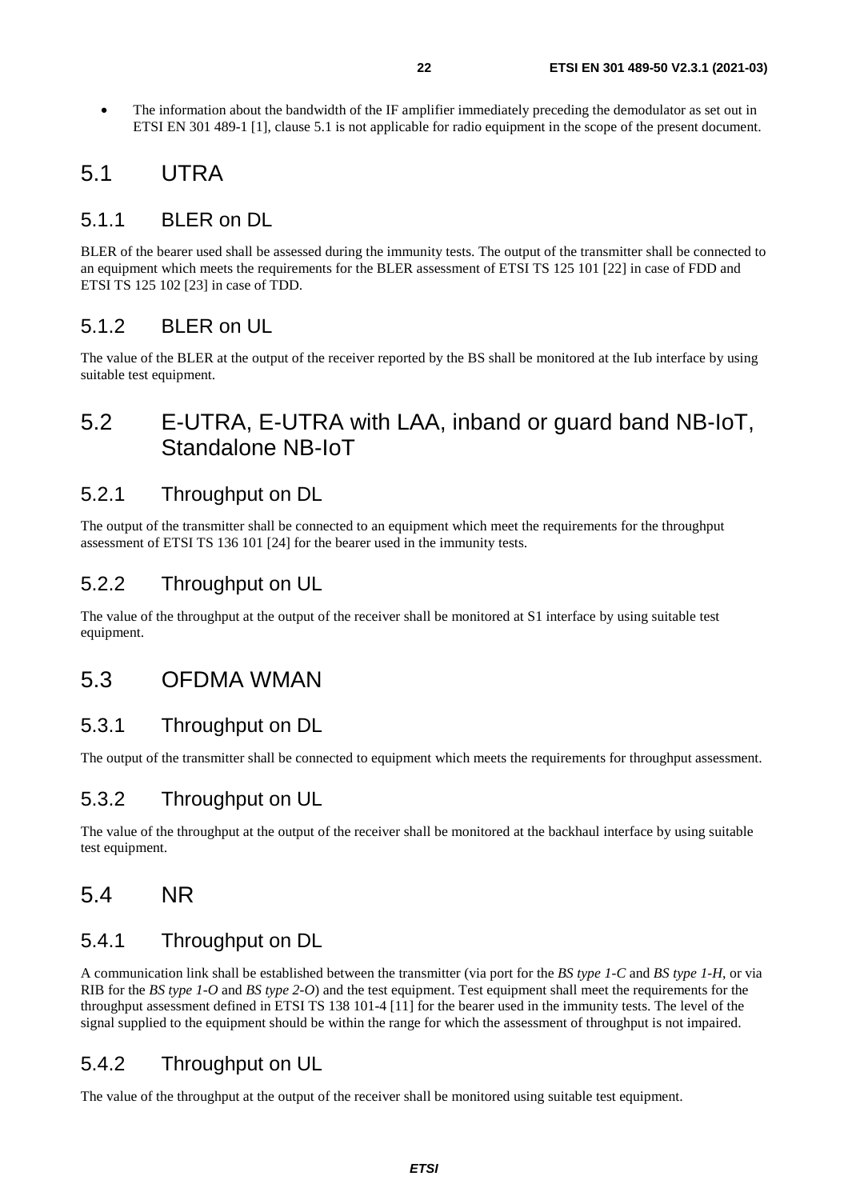- The information about the bandwidth of the IF amplifier immediately preceding the demodulator as set out in ETSI EN 301 489-1 [1], clause 5.1 is not applicable for radio equipment in the scope of the present document.

## 5.1 UTRA

### 5.1.1 BLER on DL

BLER of the bearer used shall be assessed during the immunity tests. The output of the transmitter shall be connected to an equipment which meets the requirements for the BLER assessment of ETSI TS 125 101 [22] in case of FDD and ETSI TS 125 102 [23] in case of TDD.

### 5.1.2 BLER on UL

The value of the BLER at the output of the receiver reported by the BS shall be monitored at the Iub interface by using suitable test equipment.

## 5.2 E-UTRA, E-UTRA with LAA, inband or guard band NB-IoT, Standalone NB-IoT

### 5.2.1 Throughput on DL

The output of the transmitter shall be connected to an equipment which meet the requirements for the throughput assessment of ETSI TS 136 101 [24] for the bearer used in the immunity tests.

### 5.2.2 Throughput on UL

The value of the throughput at the output of the receiver shall be monitored at S1 interface by using suitable test equipment.

## 5.3 OFDMA WMAN

### 5.3.1 Throughput on DL

The output of the transmitter shall be connected to equipment which meets the requirements for throughput assessment.

### 5.3.2 Throughput on UL

The value of the throughput at the output of the receiver shall be monitored at the backhaul interface by using suitable test equipment.

## 5.4 NR

### 5.4.1 Throughput on DL

A communication link shall be established between the transmitter (via port for the *BS type 1-C* and *BS type 1-H*, or via RIB for the *BS type 1-O* and *BS type 2-O*) and the test equipment. Test equipment shall meet the requirements for the throughput assessment defined in ETSI TS 138 101-4 [11] for the bearer used in the immunity tests. The level of the signal supplied to the equipment should be within the range for which the assessment of throughput is not impaired.

### 5.4.2 Throughput on UL

The value of the throughput at the output of the receiver shall be monitored using suitable test equipment.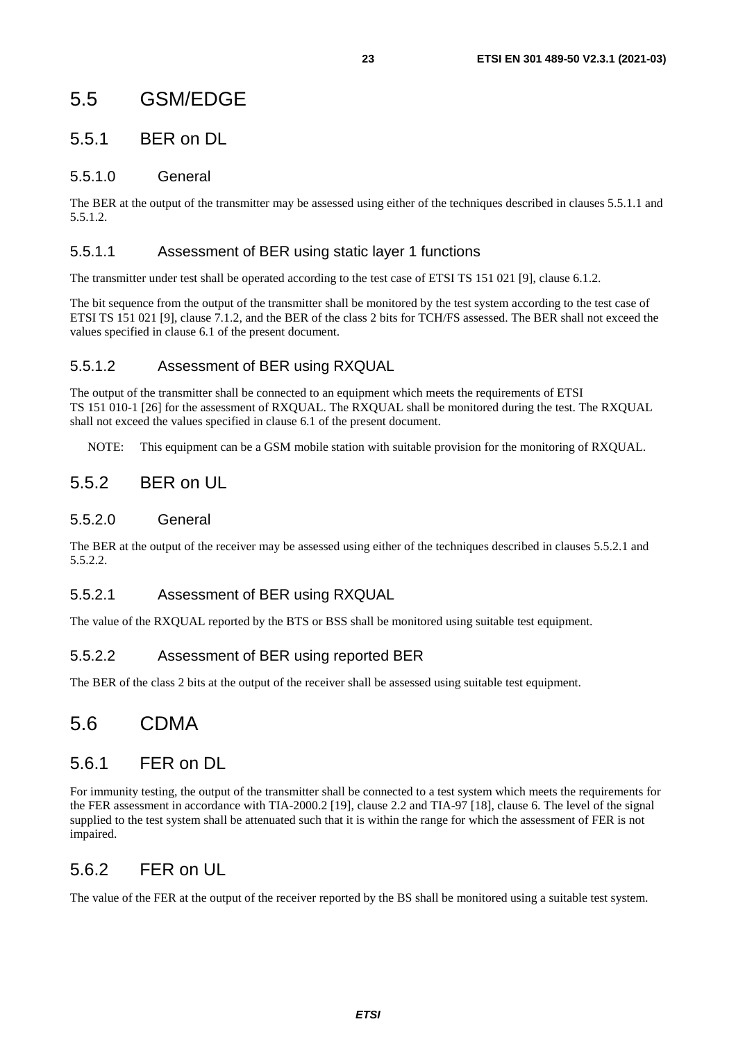## 5.5 GSM/EDGE

### 5.5.1 BER on DL

#### 5.5.1.0 General

The BER at the output of the transmitter may be assessed using either of the techniques described in clauses 5.5.1.1 and 5.5.1.2.

#### 5.5.1.1 Assessment of BER using static layer 1 functions

The transmitter under test shall be operated according to the test case of ETSI TS 151 021 [9], clause 6.1.2.

The bit sequence from the output of the transmitter shall be monitored by the test system according to the test case of ETSI TS 151 021 [9], clause 7.1.2, and the BER of the class 2 bits for TCH/FS assessed. The BER shall not exceed the values specified in clause 6.1 of the present document.

#### 5.5.1.2 Assessment of BER using RXQUAL

The output of the transmitter shall be connected to an equipment which meets the requirements of ETSI TS 151 010-1 [26] for the assessment of RXQUAL. The RXQUAL shall be monitored during the test. The RXQUAL shall not exceed the values specified in clause 6.1 of the present document.

NOTE: This equipment can be a GSM mobile station with suitable provision for the monitoring of RXQUAL.

### 5.5.2 BER on UL

#### 5.5.2.0 General

The BER at the output of the receiver may be assessed using either of the techniques described in clauses 5.5.2.1 and 5.5.2.2.

#### 5.5.2.1 Assessment of BER using RXQUAL

The value of the RXQUAL reported by the BTS or BSS shall be monitored using suitable test equipment.

#### 5.5.2.2 Assessment of BER using reported BER

The BER of the class 2 bits at the output of the receiver shall be assessed using suitable test equipment.

## 5.6 CDMA

### 5.6.1 FER on DL

For immunity testing, the output of the transmitter shall be connected to a test system which meets the requirements for the FER assessment in accordance with TIA-2000.2 [19], clause 2.2 and TIA-97 [18], clause 6. The level of the signal supplied to the test system shall be attenuated such that it is within the range for which the assessment of FER is not impaired.

### 5.6.2 FER on UL

The value of the FER at the output of the receiver reported by the BS shall be monitored using a suitable test system.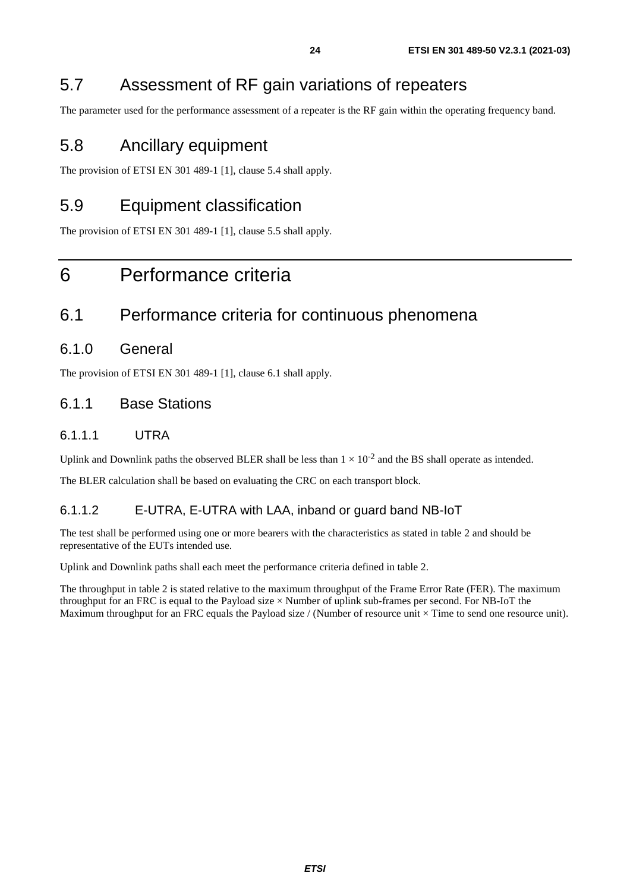## 5.7 Assessment of RF gain variations of repeaters

The parameter used for the performance assessment of a repeater is the RF gain within the operating frequency band.

## 5.8 Ancillary equipment

The provision of ETSI EN 301 489-1 [1], clause 5.4 shall apply.

## 5.9 Equipment classification

The provision of ETSI EN 301 489-1 [1], clause 5.5 shall apply.

# 6 Performance criteria

## 6.1 Performance criteria for continuous phenomena

### 6.1.0 General

The provision of ETSI EN 301 489-1 [1], clause 6.1 shall apply.

### 6.1.1 Base Stations

#### 6.1.1.1 UTRA

Uplink and Downlink paths the observed BLER shall be less than $1 \times 10^{-2}$ and the BS shall operate as intended.

The BLER calculation shall be based on evaluating the CRC on each transport block.

#### 6.1.1.2 E-UTRA, E-UTRA with LAA, inband or guard band NB-IoT

The test shall be performed using one or more bearers with the characteristics as stated in table 2 and should be representative of the EUTs intended use.

Uplink and Downlink paths shall each meet the performance criteria defined in table 2.

The throughput in table 2 is stated relative to the maximum throughput of the Frame Error Rate (FER). The maximum throughput for an FRC is equal to the Payload size × Number of uplink sub-frames per second. For NB-IoT the Maximum throughput for an FRC equals the Payload size / (Number of resource unit × Time to send one resource unit).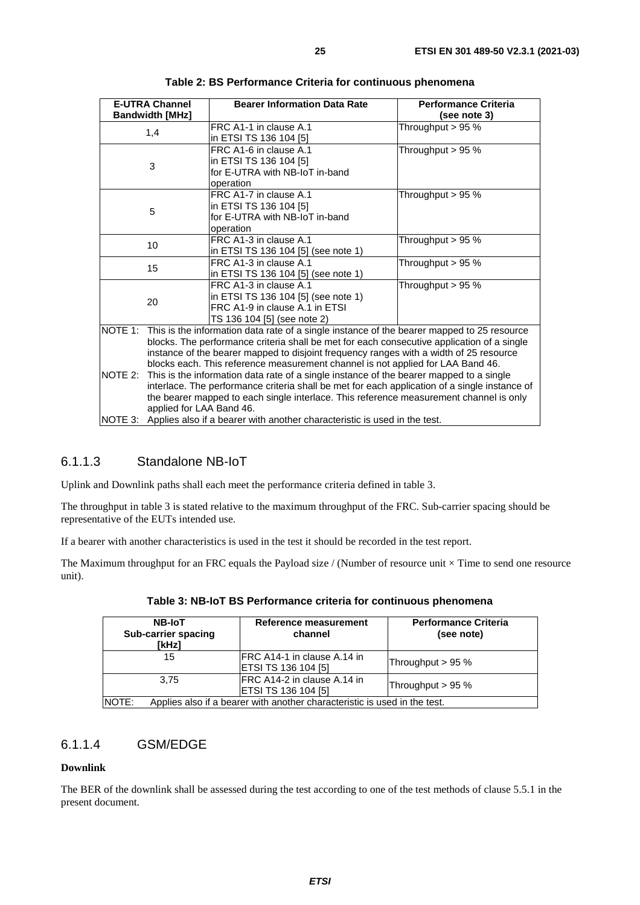**Table 2: BS Performance Criteria for continuous phenomena**

| E-UTRA Channel Bandwidth [MHz] | Bearer Information Data Rate | Performance Criteria (see note 3) |
|---|---|---|
| 1,4 | FRC A1-1 in clause A.1 in ETSI TS 136 104 [5] | Throughput > 95 % |
| 3 | FRC A1-6 in clause A.1 in ETSI TS 136 104 [5] for E-UTRA with NB-IoT in-band operation | Throughput > 95 % |
| 5 | FRC A1-7 in clause A.1 in ETSI TS 136 104 [5] for E-UTRA with NB-IoT in-band operation | Throughput > 95 % |
| 10 | FRC A1-3 in clause A.1 in ETSI TS 136 104 [5] (see note 1) | Throughput > 95 % |
| 15 | FRC A1-3 in clause A.1 in ETSI TS 136 104 [5] (see note 1) | Throughput > 95 % |
| 20 | FRC A1-3 in clause A.1 in ETSI TS 136 104 [5] (see note 1) FRC A1-9 in clause A.1 in ETSI TS 136 104 [5] (see note 2) | Throughput > 95 % |

NOTE 1: This is the information data rate of a single instance of the bearer mapped to 25 resource blocks. The performance criteria shall be met for each consecutive application of a single instance of the bearer mapped to disjoint frequency ranges with a width of 25 resource blocks each. This reference measurement channel is not applied for LAA Band 46.

NOTE 2: This is the information data rate of a single instance of the bearer mapped to a single interlace. The performance criteria shall be met for each application of a single instance of the bearer mapped to each single interlace. This reference measurement channel is only applied for LAA Band 46.

NOTE 3: Applies also if a bearer with another characteristic is used in the test.

#### 6.1.1.3 Standalone NB-IoT

Uplink and Downlink paths shall each meet the performance criteria defined in table 3.

The throughput in table 3 is stated relative to the maximum throughput of the FRC. Sub-carrier spacing should be representative of the EUTs intended use.

If a bearer with another characteristics is used in the test it should be recorded in the test report.

The Maximum throughput for an FRC equals the Payload size / (Number of resource unit × Time to send one resource unit).

**Table 3: NB-IoT BS Performance criteria for continuous phenomena**

| NB-IoT Sub-carrier spacing [kHz] | Reference measurement channel | Performance Criteria (see note) |
|---|---|---|
| 15 | FRC A14-1 in clause A.14 in ETSI TS 136 104 [5] | Throughput > 95 % |
| 3,75 | FRC A14-2 in clause A.14 in ETSI TS 136 104 [5] | Throughput > 95 % |

NOTE: Applies also if a bearer with another characteristic is used in the test.

#### 6.1.1.4 GSM/EDGE

**Downlink**

The BER of the downlink shall be assessed during the test according to one of the test methods of clause 5.5.1 in the present document.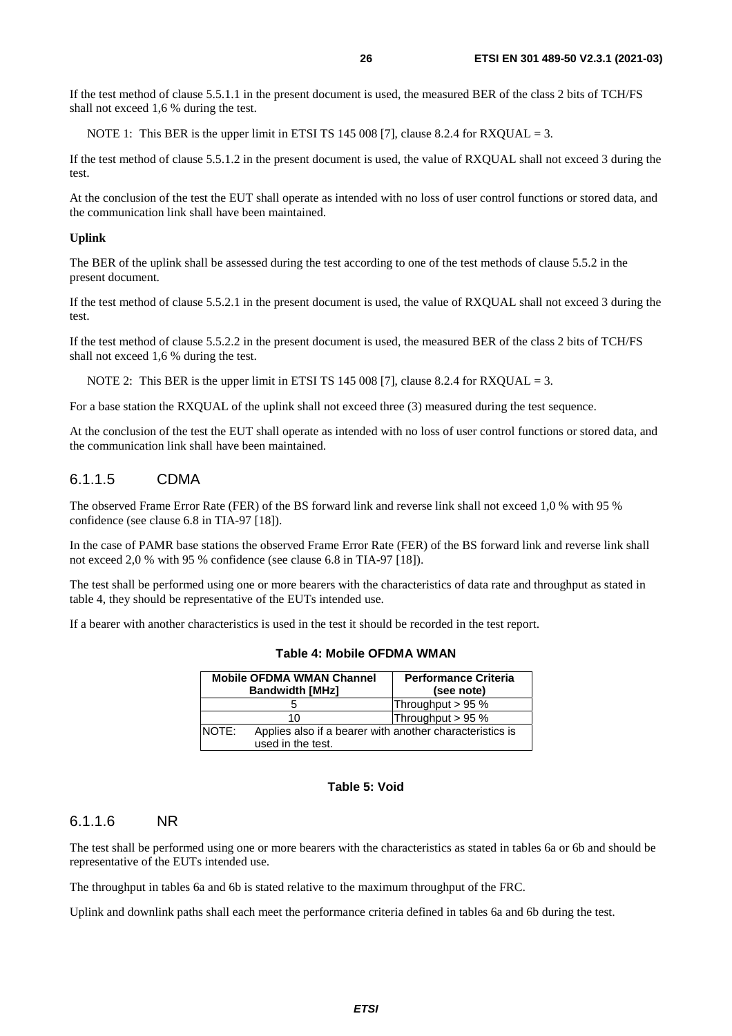If the test method of clause 5.5.1.1 in the present document is used, the measured BER of the class 2 bits of TCH/FS shall not exceed 1,6 % during the test.

NOTE 1: This BER is the upper limit in ETSI TS 145 008 [7], clause 8.2.4 for RXQUAL = 3.

If the test method of clause 5.5.1.2 in the present document is used, the value of RXQUAL shall not exceed 3 during the test.

At the conclusion of the test the EUT shall operate as intended with no loss of user control functions or stored data, and the communication link shall have been maintained.

**Uplink**

The BER of the uplink shall be assessed during the test according to one of the test methods of clause 5.5.2 in the present document.

If the test method of clause 5.5.2.1 in the present document is used, the value of RXQUAL shall not exceed 3 during the test.

If the test method of clause 5.5.2.2 in the present document is used, the measured BER of the class 2 bits of TCH/FS shall not exceed 1,6 % during the test.

NOTE 2: This BER is the upper limit in ETSI TS 145 008 [7], clause 8.2.4 for RXQUAL = 3.

For a base station the RXQUAL of the uplink shall not exceed three (3) measured during the test sequence.

At the conclusion of the test the EUT shall operate as intended with no loss of user control functions or stored data, and the communication link shall have been maintained.

### 6.1.1.5 CDMA

The observed Frame Error Rate (FER) of the BS forward link and reverse link shall not exceed 1,0 % with 95 % confidence (see clause 6.8 in TIA-97 [18]).

In the case of PAMR base stations the observed Frame Error Rate (FER) of the BS forward link and reverse link shall not exceed 2,0 % with 95 % confidence (see clause 6.8 in TIA-97 [18]).

The test shall be performed using one or more bearers with the characteristics of data rate and throughput as stated in table 4, they should be representative of the EUTs intended use.

If a bearer with another characteristics is used in the test it should be recorded in the test report.

**Table 4: Mobile OFDMA WMAN**

| Mobile OFDMA WMAN Channel Bandwidth [MHz] | Performance Criteria (see note) |
|---|---|
| 5 | Throughput > 95 % |
| 10 | Throughput > 95 % |
| NOTE: Applies also if a bearer with another characteristics is used in the test. | |

**Table 5: Void**

### 6.1.1.6 NR

The test shall be performed using one or more bearers with the characteristics as stated in tables 6a or 6b and should be representative of the EUTs intended use.

The throughput in tables 6a and 6b is stated relative to the maximum throughput of the FRC.

Uplink and downlink paths shall each meet the performance criteria defined in tables 6a and 6b during the test.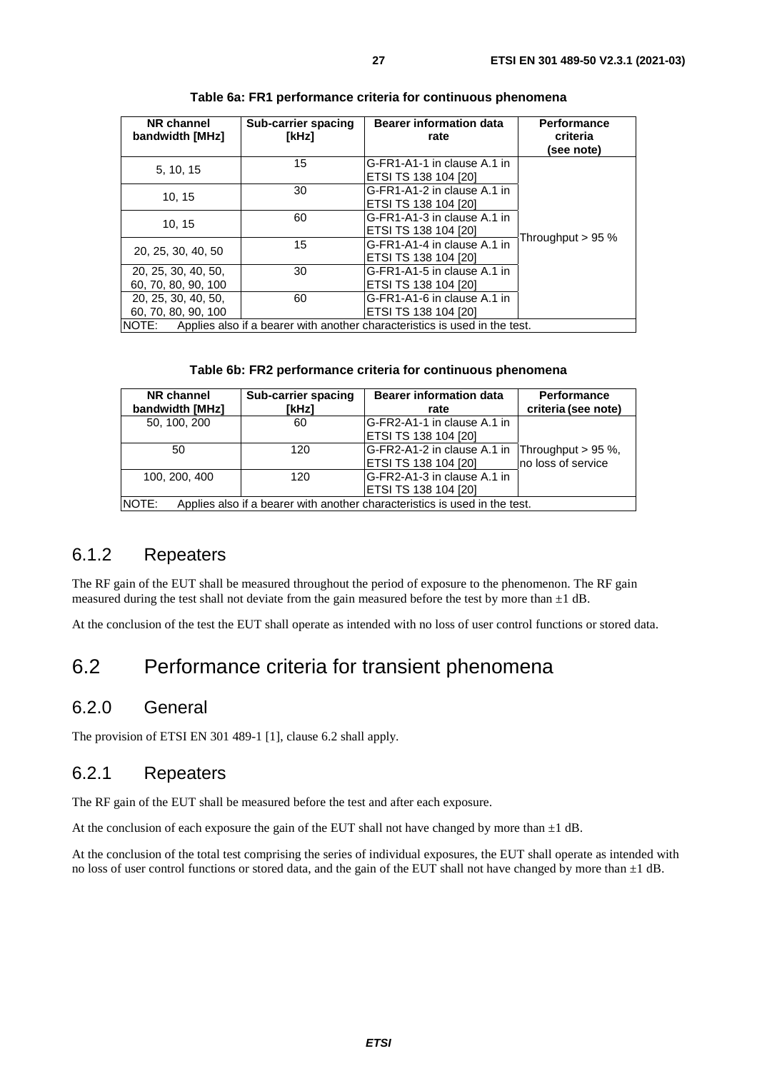**Table 6a: FR1 performance criteria for continuous phenomena**

| NR channel bandwidth [MHz] | Sub-carrier spacing [kHz] | Bearer information data rate | Performance criteria (see note) |
|---|---|---|---|
| 5, 10, 15 | 15 | G-FR1-A1-1 in clause A.1 in ETSI TS 138 104 [20] | Throughput > 95 % |
| 10, 15 | 30 | G-FR1-A1-2 in clause A.1 in ETSI TS 138 104 [20] | |
| 10, 15 | 60 | G-FR1-A1-3 in clause A.1 in ETSI TS 138 104 [20] | |
| 20, 25, 30, 40, 50 | 15 | G-FR1-A1-4 in clause A.1 in ETSI TS 138 104 [20] | |
| 20, 25, 30, 40, 50, 60, 70, 80, 90, 100 | 30 | G-FR1-A1-5 in clause A.1 in ETSI TS 138 104 [20] | |
| 20, 25, 30, 40, 50, 60, 70, 80, 90, 100 | 60 | G-FR1-A1-6 in clause A.1 in ETSI TS 138 104 [20] | |
| NOTE: Applies also if a bearer with another characteristics is used in the test. | | | |

**Table 6b: FR2 performance criteria for continuous phenomena**

| NR channel bandwidth [MHz] | Sub-carrier spacing [kHz] | Bearer information data rate | Performance criteria (see note) |
|---|---|---|---|
| 50, 100, 200 | 60 | G-FR2-A1-1 in clause A.1 in ETSI TS 138 104 [20] | Throughput > 95 %, no loss of service |
| 50 | 120 | G-FR2-A1-2 in clause A.1 in ETSI TS 138 104 [20] | |
| 100, 200, 400 | 120 | G-FR2-A1-3 in clause A.1 in ETSI TS 138 104 [20] | |
| NOTE: Applies also if a bearer with another characteristics is used in the test. | | | |

### 6.1.2 Repeaters

The RF gain of the EUT shall be measured throughout the period of exposure to the phenomenon. The RF gain measured during the test shall not deviate from the gain measured before the test by more than ±1 dB.

At the conclusion of the test the EUT shall operate as intended with no loss of user control functions or stored data.

## 6.2 Performance criteria for transient phenomena

### 6.2.0 General

The provision of ETSI EN 301 489-1 [1], clause 6.2 shall apply.

### 6.2.1 Repeaters

The RF gain of the EUT shall be measured before the test and after each exposure.

At the conclusion of each exposure the gain of the EUT shall not have changed by more than ±1 dB.

At the conclusion of the total test comprising the series of individual exposures, the EUT shall operate as intended with no loss of user control functions or stored data, and the gain of the EUT shall not have changed by more than ±1 dB.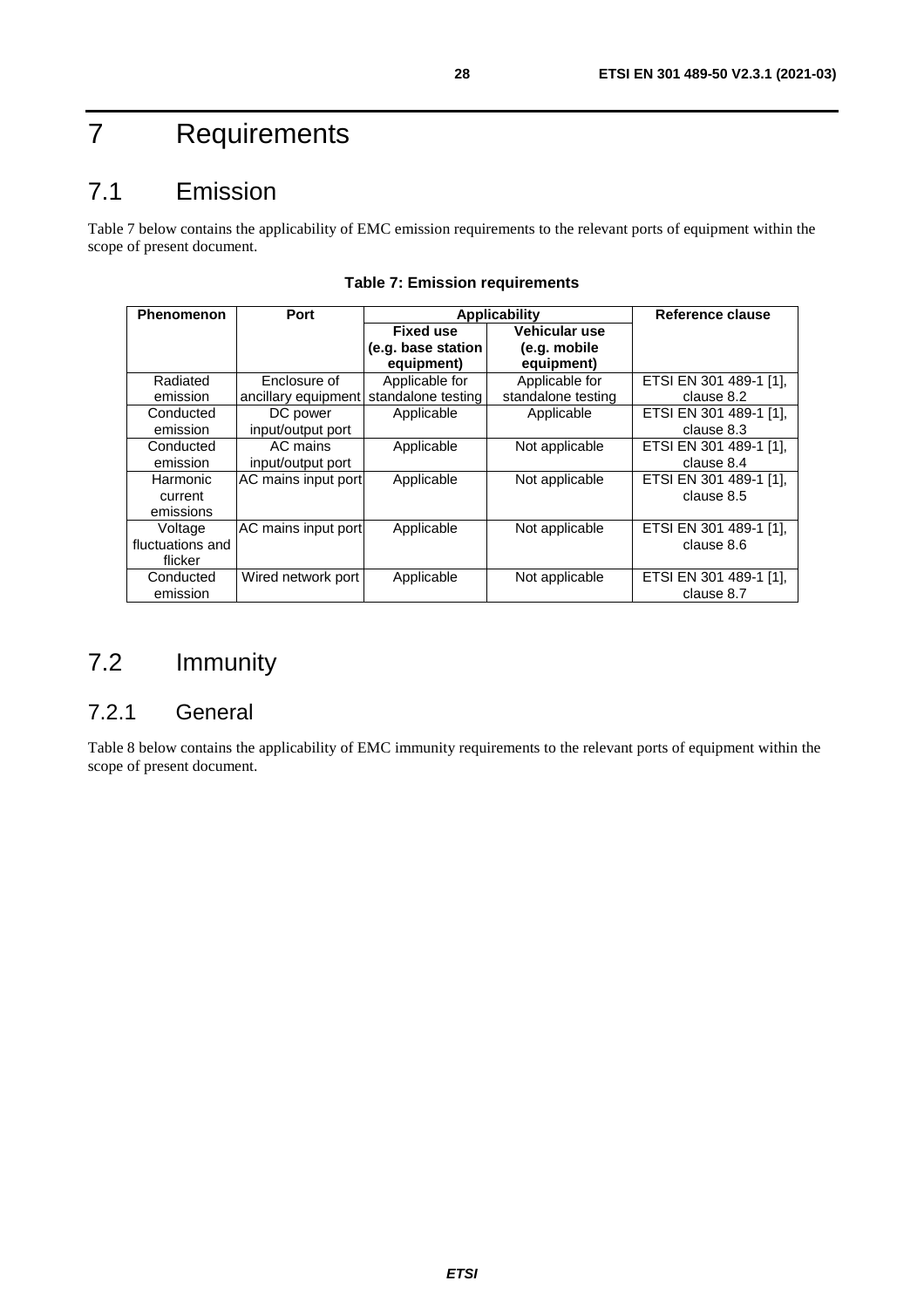# 7 Requirements

## 7.1 Emission

Table 7 below contains the applicability of EMC emission requirements to the relevant ports of equipment within the scope of present document.

**Table 7: Emission requirements**

| Phenomenon | Port | Applicability | | Reference clause |
|---|---|---|---|---|
| | | **Fixed use (e.g. base station equipment)** | **Vehicular use (e.g. mobile equipment)** | |
| Radiated emission | Enclosure of ancillary equipment | Applicable for standalone testing | Applicable for standalone testing | ETSI EN 301 489-1 [1], clause 8.2 |
| Conducted emission | DC power input/output port | Applicable | Applicable | ETSI EN 301 489-1 [1], clause 8.3 |
| Conducted emission | AC mains input/output port | Applicable | Not applicable | ETSI EN 301 489-1 [1], clause 8.4 |
| Harmonic current emissions | AC mains input port | Applicable | Not applicable | ETSI EN 301 489-1 [1], clause 8.5 |
| Voltage fluctuations and flicker | AC mains input port | Applicable | Not applicable | ETSI EN 301 489-1 [1], clause 8.6 |
| Conducted emission | Wired network port | Applicable | Not applicable | ETSI EN 301 489-1 [1], clause 8.7 |

## 7.2 Immunity

### 7.2.1 General

Table 8 below contains the applicability of EMC immunity requirements to the relevant ports of equipment within the scope of present document.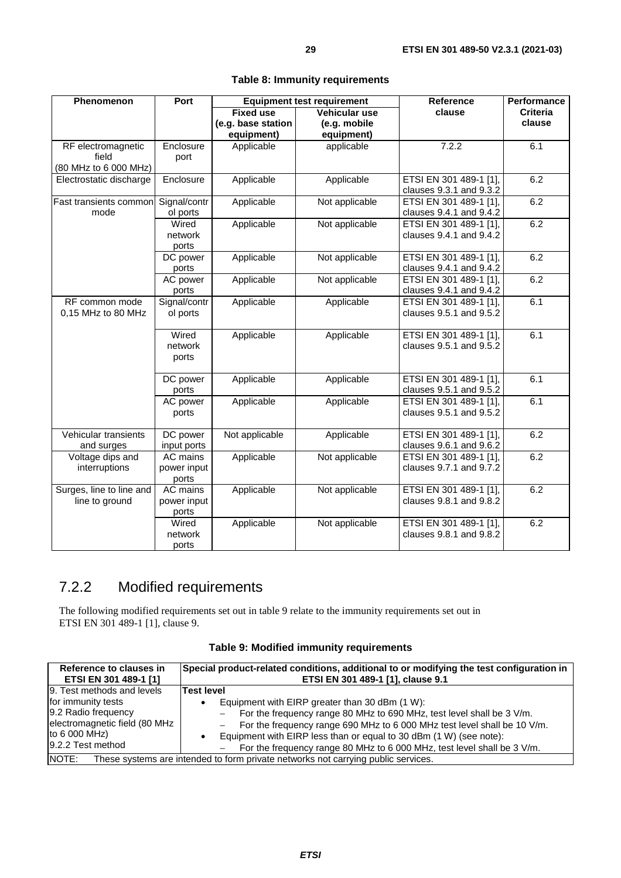**Table 8: Immunity requirements**

| Phenomenon | Port | Equipment test requirement | | Reference clause | Performance Criteria clause |
|---|---|---|---|---|---|
| | | Fixed use (e.g. base station equipment) | Vehicular use (e.g. mobile equipment) | | |
| RF electromagnetic field (80 MHz to 6 000 MHz) | Enclosure port | Applicable | applicable | 7.2.2 | 6.1 |
| Electrostatic discharge | Enclosure | Applicable | Applicable | ETSI EN 301 489-1 [1], clauses 9.3.1 and 9.3.2 | 6.2 |
| Fast transients common mode | Signal/control ports | Applicable | Not applicable | ETSI EN 301 489-1 [1], clauses 9.4.1 and 9.4.2 | 6.2 |
| | Wired network ports | Applicable | Not applicable | ETSI EN 301 489-1 [1], clauses 9.4.1 and 9.4.2 | 6.2 |
| | DC power ports | Applicable | Not applicable | ETSI EN 301 489-1 [1], clauses 9.4.1 and 9.4.2 | 6.2 |
| | AC power ports | Applicable | Not applicable | ETSI EN 301 489-1 [1], clauses 9.4.1 and 9.4.2 | 6.2 |
| RF common mode 0,15 MHz to 80 MHz | Signal/control ports | Applicable | Applicable | ETSI EN 301 489-1 [1], clauses 9.5.1 and 9.5.2 | 6.1 |
| | Wired network ports | Applicable | Applicable | ETSI EN 301 489-1 [1], clauses 9.5.1 and 9.5.2 | 6.1 |
| | DC power ports | Applicable | Applicable | ETSI EN 301 489-1 [1], clauses 9.5.1 and 9.5.2 | 6.1 |
| | AC power ports | Applicable | Applicable | ETSI EN 301 489-1 [1], clauses 9.5.1 and 9.5.2 | 6.1 |
| Vehicular transients and surges | DC power input ports | Not applicable | Applicable | ETSI EN 301 489-1 [1], clauses 9.6.1 and 9.6.2 | 6.2 |
| Voltage dips and interruptions | AC mains power input ports | Applicable | Not applicable | ETSI EN 301 489-1 [1], clauses 9.7.1 and 9.7.2 | 6.2 |
| Surges, line to line and line to ground | AC mains power input ports | Applicable | Not applicable | ETSI EN 301 489-1 [1], clauses 9.8.1 and 9.8.2 | 6.2 |
| | Wired network ports | Applicable | Not applicable | ETSI EN 301 489-1 [1], clauses 9.8.1 and 9.8.2 | 6.2 |

### 7.2.2 Modified requirements

The following modified requirements set out in table 9 relate to the immunity requirements set out in ETSI EN 301 489-1 [1], clause 9.

**Table 9: Modified immunity requirements**

| Reference to clauses in ETSI EN 301 489-1 [1] | Special product-related conditions, additional to or modifying the test configuration in ETSI EN 301 489-1 [1], clause 9.1 |
|---|---|
| 9. Test methods and levels for immunity tests<br>9.2 Radio frequency electromagnetic field (80 MHz to 6 000 MHz)<br>9.2.2 Test method | **Test level**<br>• Equipment with EIRP greater than 30 dBm (1 W):<br>– For the frequency range 80 MHz to 690 MHz, test level shall be 3 V/m.<br>– For the frequency range 690 MHz to 6 000 MHz test level shall be 10 V/m.<br>• Equipment with EIRP less than or equal to 30 dBm (1 W) (see note):<br>– For the frequency range 80 MHz to 6 000 MHz, test level shall be 3 V/m. |
| NOTE: These systems are intended to form private networks not carrying public services. | |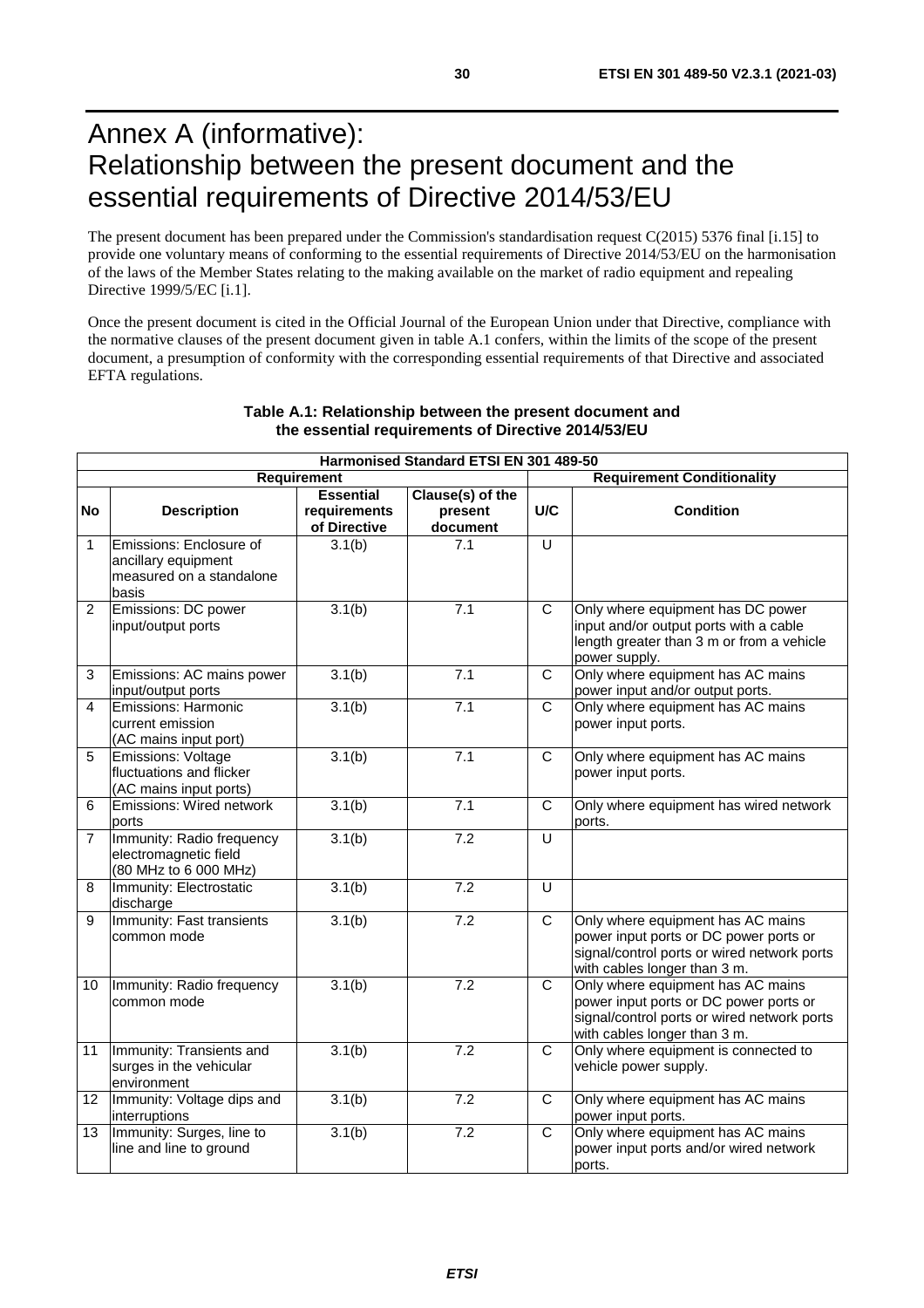# Annex A (informative): Relationship between the present document and the essential requirements of Directive 2014/53/EU

The present document has been prepared under the Commission's standardisation request C(2015) 5376 final [i.15] to provide one voluntary means of conforming to the essential requirements of Directive 2014/53/EU on the harmonisation of the laws of the Member States relating to the making available on the market of radio equipment and repealing Directive 1999/5/EC [i.1].

Once the present document is cited in the Official Journal of the European Union under that Directive, compliance with the normative clauses of the present document given in table A.1 confers, within the limits of the scope of the present document, a presumption of conformity with the corresponding essential requirements of that Directive and associated EFTA regulations.

**Table A.1: Relationship between the present document and the essential requirements of Directive 2014/53/EU**

| Harmonised Standard ETSI EN 301 489-50 | | | | | |
|---|---|---|---|---|---|
| **Requirement** | | | | **Requirement Conditionality** | |
| **No** | **Description** | **Essential requirements of Directive** | **Clause(s) of the present document** | **U/C** | **Condition** |
| 1 | Emissions: Enclosure of ancillary equipment measured on a standalone basis | 3.1(b) | 7.1 | U | |
| 2 | Emissions: DC power input/output ports | 3.1(b) | 7.1 | C | Only where equipment has DC power input and/or output ports with a cable length greater than 3 m or from a vehicle power supply. |
| 3 | Emissions: AC mains power input/output ports | 3.1(b) | 7.1 | C | Only where equipment has AC mains power input and/or output ports. |
| 4 | Emissions: Harmonic current emission (AC mains input port) | 3.1(b) | 7.1 | C | Only where equipment has AC mains power input ports. |
| 5 | Emissions: Voltage fluctuations and flicker (AC mains input ports) | 3.1(b) | 7.1 | C | Only where equipment has AC mains power input ports. |
| 6 | Emissions: Wired network ports | 3.1(b) | 7.1 | C | Only where equipment has wired network ports. |
| 7 | Immunity: Radio frequency electromagnetic field (80 MHz to 6 000 MHz) | 3.1(b) | 7.2 | U | |
| 8 | Immunity: Electrostatic discharge | 3.1(b) | 7.2 | U | |
| 9 | Immunity: Fast transients common mode | 3.1(b) | 7.2 | C | Only where equipment has AC mains power input ports or DC power ports or signal/control ports or wired network ports with cables longer than 3 m. |
| 10 | Immunity: Radio frequency common mode | 3.1(b) | 7.2 | C | Only where equipment has AC mains power input ports or DC power ports or signal/control ports or wired network ports with cables longer than 3 m. |
| 11 | Immunity: Transients and surges in the vehicular environment | 3.1(b) | 7.2 | C | Only where equipment is connected to vehicle power supply. |
| 12 | Immunity: Voltage dips and interruptions | 3.1(b) | 7.2 | C | Only where equipment has AC mains power input ports. |
| 13 | Immunity: Surges, line to line and line to ground | 3.1(b) | 7.2 | C | Only where equipment has AC mains power input ports and/or wired network ports. |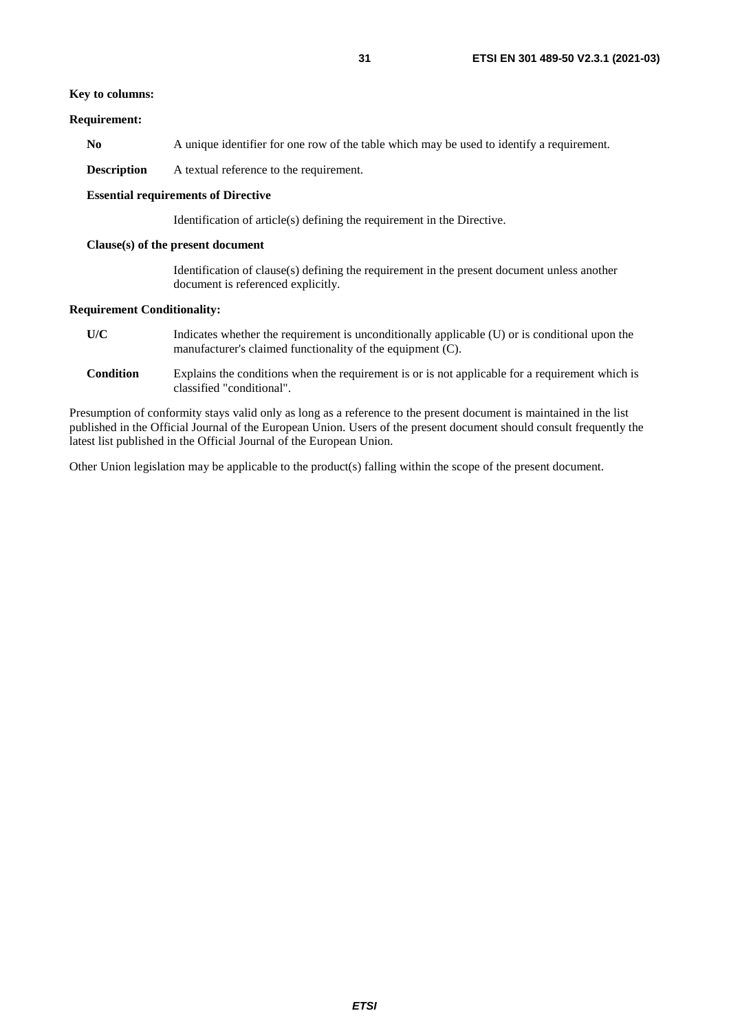**Key to columns:**

**Requirement:**

**No** A unique identifier for one row of the table which may be used to identify a requirement.

**Description** A textual reference to the requirement.

**Essential requirements of Directive**

Identification of article(s) defining the requirement in the Directive.

**Clause(s) of the present document**

Identification of clause(s) defining the requirement in the present document unless another document is referenced explicitly.

**Requirement Conditionality:**

**U/C** Indicates whether the requirement is unconditionally applicable (U) or is conditional upon the manufacturer's claimed functionality of the equipment (C).

**Condition** Explains the conditions when the requirement is or is not applicable for a requirement which is classified "conditional".

Presumption of conformity stays valid only as long as a reference to the present document is maintained in the list published in the Official Journal of the European Union. Users of the present document should consult frequently the latest list published in the Official Journal of the European Union.

Other Union legislation may be applicable to the product(s) falling within the scope of the present document.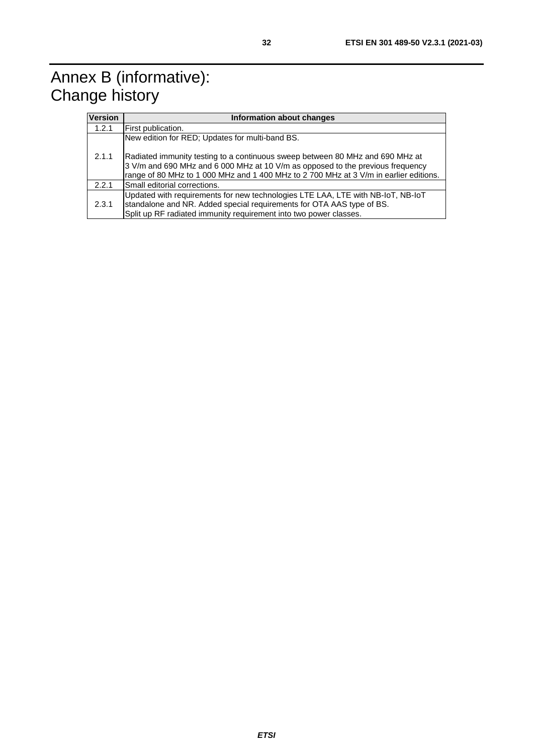# Annex B (informative): Change history

| Version | Information about changes |
|---|---|
| 1.2.1 | First publication. |
| 2.1.1 | New edition for RED; Updates for multi-band BS.<br><br>Radiated immunity testing to a continuous sweep between 80 MHz and 690 MHz at 3 V/m and 690 MHz and 6 000 MHz at 10 V/m as opposed to the previous frequency range of 80 MHz to 1 000 MHz and 1 400 MHz to 2 700 MHz at 3 V/m in earlier editions. |
| 2.2.1 | Small editorial corrections. |
| 2.3.1 | Updated with requirements for new technologies LTE LAA, LTE with NB-IoT, NB-IoT standalone and NR. Added special requirements for OTA AAS type of BS.<br>Split up RF radiated immunity requirement into two power classes. |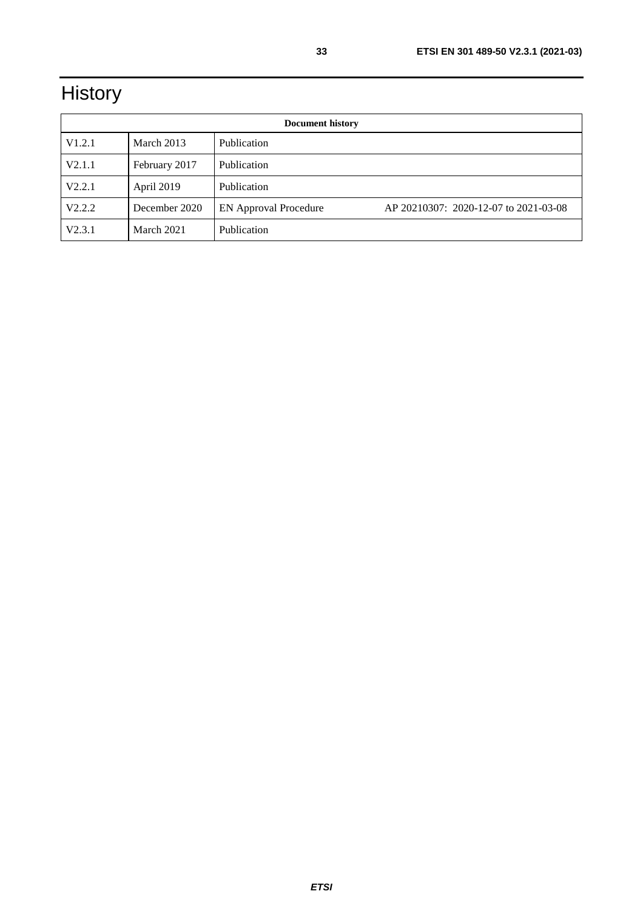# History

| Document history | | | |
|---|---|---|---|
| V1.2.1 | March 2013 | Publication | |
| V2.1.1 | February 2017 | Publication | |
| V2.2.1 | April 2019 | Publication | |
| V2.2.2 | December 2020 | EN Approval Procedure | AP 20210307: 2020-12-07 to 2021-03-08 |
| V2.3.1 | March 2021 | Publication | |